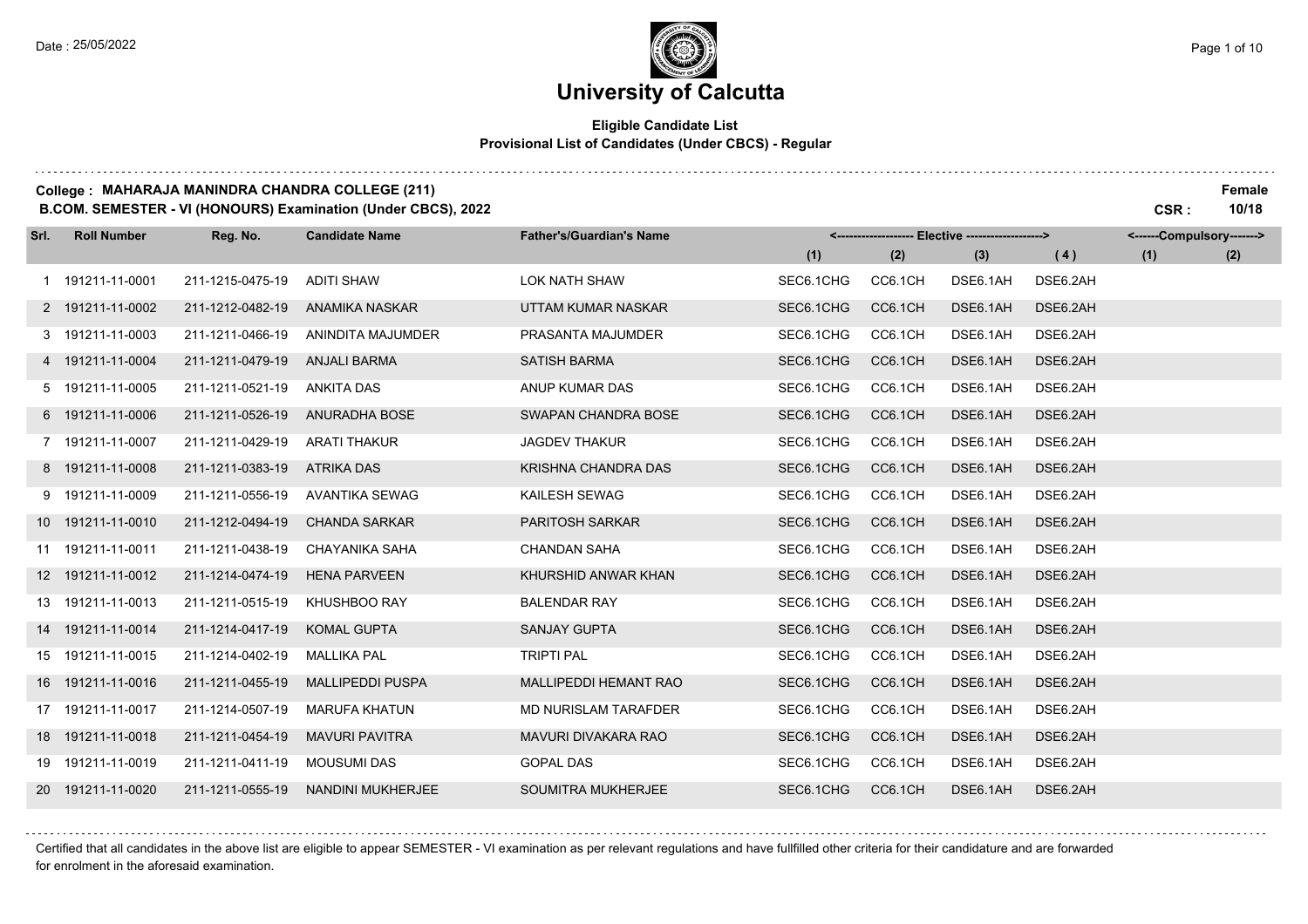# University of Calcutta

**Eligible Candidate List**
**Provisional List of Candidates (Under CBCS) - Regular**

**College : MAHARAJA MANINDRA CHANDRA COLLEGE (211)**
**B.COM. SEMESTER - VI (HONOURS) Examination (Under CBCS), 2022**

**Female**
**CSR : 10/18**

| Srl. | Roll Number | Reg. No. | Candidate Name | Father's/Guardian's Name | Elective (1) | Elective (2) | Elective (3) | Elective (4) | Compulsory (1) | Compulsory (2) |
|---|---|---|---|---|---|---|---|---|---|---|
| 1 | 191211-11-0001 | 211-1215-0475-19 | ADITI SHAW | LOK NATH SHAW | SEC6.1CHG | CC6.1CH | DSE6.1AH | DSE6.2AH | | |
| 2 | 191211-11-0002 | 211-1212-0482-19 | ANAMIKA NASKAR | UTTAM KUMAR NASKAR | SEC6.1CHG | CC6.1CH | DSE6.1AH | DSE6.2AH | | |
| 3 | 191211-11-0003 | 211-1211-0466-19 | ANINDITA MAJUMDER | PRASANTA MAJUMDER | SEC6.1CHG | CC6.1CH | DSE6.1AH | DSE6.2AH | | |
| 4 | 191211-11-0004 | 211-1211-0479-19 | ANJALI BARMA | SATISH BARMA | SEC6.1CHG | CC6.1CH | DSE6.1AH | DSE6.2AH | | |
| 5 | 191211-11-0005 | 211-1211-0521-19 | ANKITA DAS | ANUP KUMAR DAS | SEC6.1CHG | CC6.1CH | DSE6.1AH | DSE6.2AH | | |
| 6 | 191211-11-0006 | 211-1211-0526-19 | ANURADHA BOSE | SWAPAN CHANDRA BOSE | SEC6.1CHG | CC6.1CH | DSE6.1AH | DSE6.2AH | | |
| 7 | 191211-11-0007 | 211-1211-0429-19 | ARATI THAKUR | JAGDEV THAKUR | SEC6.1CHG | CC6.1CH | DSE6.1AH | DSE6.2AH | | |
| 8 | 191211-11-0008 | 211-1211-0383-19 | ATRIKA DAS | KRISHNA CHANDRA DAS | SEC6.1CHG | CC6.1CH | DSE6.1AH | DSE6.2AH | | |
| 9 | 191211-11-0009 | 211-1211-0556-19 | AVANTIKA SEWAG | KAILESH SEWAG | SEC6.1CHG | CC6.1CH | DSE6.1AH | DSE6.2AH | | |
| 10 | 191211-11-0010 | 211-1212-0494-19 | CHANDA SARKAR | PARITOSH SARKAR | SEC6.1CHG | CC6.1CH | DSE6.1AH | DSE6.2AH | | |
| 11 | 191211-11-0011 | 211-1211-0438-19 | CHAYANIKA SAHA | CHANDAN SAHA | SEC6.1CHG | CC6.1CH | DSE6.1AH | DSE6.2AH | | |
| 12 | 191211-11-0012 | 211-1214-0474-19 | HENA PARVEEN | KHURSHID ANWAR KHAN | SEC6.1CHG | CC6.1CH | DSE6.1AH | DSE6.2AH | | |
| 13 | 191211-11-0013 | 211-1211-0515-19 | KHUSHBOO RAY | BALENDAR RAY | SEC6.1CHG | CC6.1CH | DSE6.1AH | DSE6.2AH | | |
| 14 | 191211-11-0014 | 211-1214-0417-19 | KOMAL GUPTA | SANJAY GUPTA | SEC6.1CHG | CC6.1CH | DSE6.1AH | DSE6.2AH | | |
| 15 | 191211-11-0015 | 211-1214-0402-19 | MALLIKA PAL | TRIPTI PAL | SEC6.1CHG | CC6.1CH | DSE6.1AH | DSE6.2AH | | |
| 16 | 191211-11-0016 | 211-1211-0455-19 | MALLIPEDDI PUSPA | MALLIPEDDI HEMANT RAO | SEC6.1CHG | CC6.1CH | DSE6.1AH | DSE6.2AH | | |
| 17 | 191211-11-0017 | 211-1214-0507-19 | MARUFA KHATUN | MD NURISLAM TARAFDER | SEC6.1CHG | CC6.1CH | DSE6.1AH | DSE6.2AH | | |
| 18 | 191211-11-0018 | 211-1211-0454-19 | MAVURI PAVITRA | MAVURI DIVAKARA RAO | SEC6.1CHG | CC6.1CH | DSE6.1AH | DSE6.2AH | | |
| 19 | 191211-11-0019 | 211-1211-0411-19 | MOUSUMI DAS | GOPAL DAS | SEC6.1CHG | CC6.1CH | DSE6.1AH | DSE6.2AH | | |
| 20 | 191211-11-0020 | 211-1211-0555-19 | NANDINI MUKHERJEE | SOUMITRA MUKHERJEE | SEC6.1CHG | CC6.1CH | DSE6.1AH | DSE6.2AH | | |

Certified that all candidates in the above list are eligible to appear SEMESTER - VI examination as per relevant regulations and have fullfilled other criteria for their candidature and are forwarded for enrolment in the aforesaid examination.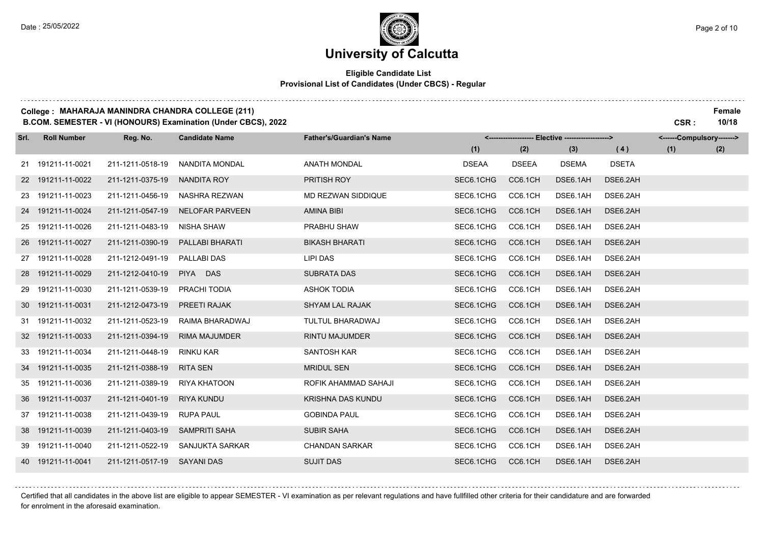# University of Calcutta

## Eligible Candidate List
**Provisional List of Candidates (Under CBCS) - Regular**

**College : MAHARAJA MANINDRA CHANDRA COLLEGE (211)**
**B.COM. SEMESTER - VI (HONOURS) Examination (Under CBCS), 2022**

**Female**
**CSR : 10/18**

| Srl. | Roll Number | Reg. No. | Candidate Name | Father's/Guardian's Name | Elective (1) | Elective (2) | Elective (3) | Elective (4) | Compulsory (1) | Compulsory (2) |
|---|---|---|---|---|---|---|---|---|---|---|
| 21 | 191211-11-0021 | 211-1211-0518-19 | NANDITA MONDAL | ANATH MONDAL | DSEAA | DSEEA | DSEMA | DSETA | | |
| 22 | 191211-11-0022 | 211-1211-0375-19 | NANDITA ROY | PRITISH ROY | SEC6.1CHG | CC6.1CH | DSE6.1AH | DSE6.2AH | | |
| 23 | 191211-11-0023 | 211-1211-0456-19 | NASHRA REZWAN | MD REZWAN SIDDIQUE | SEC6.1CHG | CC6.1CH | DSE6.1AH | DSE6.2AH | | |
| 24 | 191211-11-0024 | 211-1211-0547-19 | NELOFAR PARVEEN | AMINA BIBI | SEC6.1CHG | CC6.1CH | DSE6.1AH | DSE6.2AH | | |
| 25 | 191211-11-0026 | 211-1211-0483-19 | NISHA SHAW | PRABHU SHAW | SEC6.1CHG | CC6.1CH | DSE6.1AH | DSE6.2AH | | |
| 26 | 191211-11-0027 | 211-1211-0390-19 | PALLABI BHARATI | BIKASH BHARATI | SEC6.1CHG | CC6.1CH | DSE6.1AH | DSE6.2AH | | |
| 27 | 191211-11-0028 | 211-1212-0491-19 | PALLABI DAS | LIPI DAS | SEC6.1CHG | CC6.1CH | DSE6.1AH | DSE6.2AH | | |
| 28 | 191211-11-0029 | 211-1212-0410-19 | PIYA DAS | SUBRATA DAS | SEC6.1CHG | CC6.1CH | DSE6.1AH | DSE6.2AH | | |
| 29 | 191211-11-0030 | 211-1211-0539-19 | PRACHI TODIA | ASHOK TODIA | SEC6.1CHG | CC6.1CH | DSE6.1AH | DSE6.2AH | | |
| 30 | 191211-11-0031 | 211-1212-0473-19 | PREETI RAJAK | SHYAM LAL RAJAK | SEC6.1CHG | CC6.1CH | DSE6.1AH | DSE6.2AH | | |
| 31 | 191211-11-0032 | 211-1211-0523-19 | RAIMA BHARADWAJ | TULTUL BHARADWAJ | SEC6.1CHG | CC6.1CH | DSE6.1AH | DSE6.2AH | | |
| 32 | 191211-11-0033 | 211-1211-0394-19 | RIMA MAJUMDER | RINTU MAJUMDER | SEC6.1CHG | CC6.1CH | DSE6.1AH | DSE6.2AH | | |
| 33 | 191211-11-0034 | 211-1211-0448-19 | RINKU KAR | SANTOSH KAR | SEC6.1CHG | CC6.1CH | DSE6.1AH | DSE6.2AH | | |
| 34 | 191211-11-0035 | 211-1211-0388-19 | RITA SEN | MRIDUL SEN | SEC6.1CHG | CC6.1CH | DSE6.1AH | DSE6.2AH | | |
| 35 | 191211-11-0036 | 211-1211-0389-19 | RIYA KHATOON | ROFIK AHAMMAD SAHAJI | SEC6.1CHG | CC6.1CH | DSE6.1AH | DSE6.2AH | | |
| 36 | 191211-11-0037 | 211-1211-0401-19 | RIYA KUNDU | KRISHNA DAS KUNDU | SEC6.1CHG | CC6.1CH | DSE6.1AH | DSE6.2AH | | |
| 37 | 191211-11-0038 | 211-1211-0439-19 | RUPA PAUL | GOBINDA PAUL | SEC6.1CHG | CC6.1CH | DSE6.1AH | DSE6.2AH | | |
| 38 | 191211-11-0039 | 211-1211-0403-19 | SAMPRITI SAHA | SUBIR SAHA | SEC6.1CHG | CC6.1CH | DSE6.1AH | DSE6.2AH | | |
| 39 | 191211-11-0040 | 211-1211-0522-19 | SANJUKTA SARKAR | CHANDAN SARKAR | SEC6.1CHG | CC6.1CH | DSE6.1AH | DSE6.2AH | | |
| 40 | 191211-11-0041 | 211-1211-0517-19 | SAYANI DAS | SUJIT DAS | SEC6.1CHG | CC6.1CH | DSE6.1AH | DSE6.2AH | | |

Certified that all candidates in the above list are eligible to appear SEMESTER - VI examination as per relevant regulations and have fullfilled other criteria for their candidature and are forwarded for enrolment in the aforesaid examination.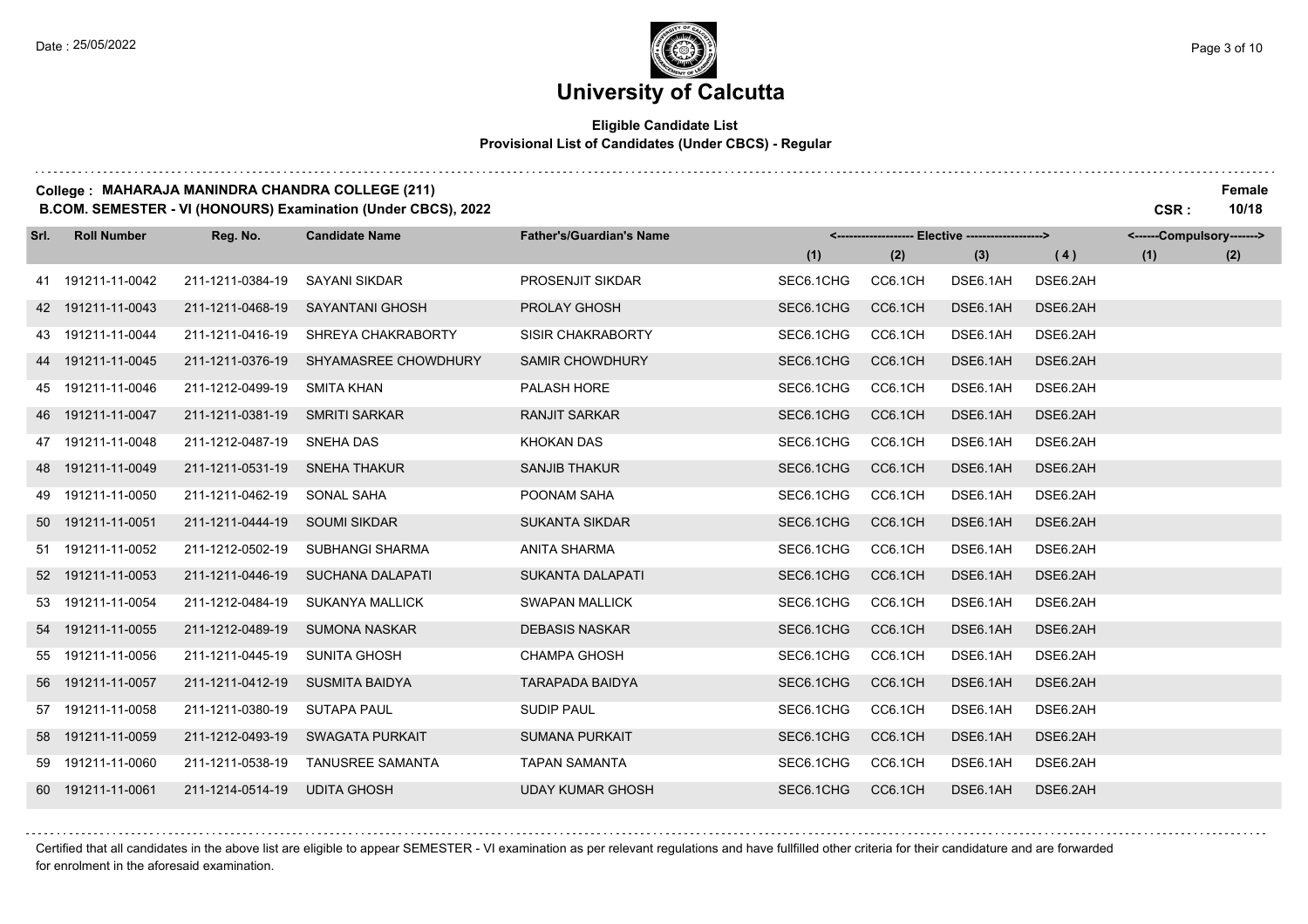# University of Calcutta

**Eligible Candidate List**
**Provisional List of Candidates (Under CBCS) - Regular**

**College : MAHARAJA MANINDRA CHANDRA COLLEGE (211)** — **Female**

**B.COM. SEMESTER - VI (HONOURS) Examination (Under CBCS), 2022** — **CSR : 10/18**

| Srl. | Roll Number | Reg. No. | Candidate Name | Father's/Guardian's Name | Elective (1) | Elective (2) | Elective (3) | Elective (4) | Compulsory (1) | Compulsory (2) |
|---|---|---|---|---|---|---|---|---|---|---|
| 41 | 191211-11-0042 | 211-1211-0384-19 | SAYANI SIKDAR | PROSENJIT SIKDAR | SEC6.1CHG | CC6.1CH | DSE6.1AH | DSE6.2AH | | |
| 42 | 191211-11-0043 | 211-1211-0468-19 | SAYANTANI GHOSH | PROLAY GHOSH | SEC6.1CHG | CC6.1CH | DSE6.1AH | DSE6.2AH | | |
| 43 | 191211-11-0044 | 211-1211-0416-19 | SHREYA CHAKRABORTY | SISIR CHAKRABORTY | SEC6.1CHG | CC6.1CH | DSE6.1AH | DSE6.2AH | | |
| 44 | 191211-11-0045 | 211-1211-0376-19 | SHYAMASREE CHOWDHURY | SAMIR CHOWDHURY | SEC6.1CHG | CC6.1CH | DSE6.1AH | DSE6.2AH | | |
| 45 | 191211-11-0046 | 211-1212-0499-19 | SMITA KHAN | PALASH HORE | SEC6.1CHG | CC6.1CH | DSE6.1AH | DSE6.2AH | | |
| 46 | 191211-11-0047 | 211-1211-0381-19 | SMRITI SARKAR | RANJIT SARKAR | SEC6.1CHG | CC6.1CH | DSE6.1AH | DSE6.2AH | | |
| 47 | 191211-11-0048 | 211-1212-0487-19 | SNEHA DAS | KHOKAN DAS | SEC6.1CHG | CC6.1CH | DSE6.1AH | DSE6.2AH | | |
| 48 | 191211-11-0049 | 211-1211-0531-19 | SNEHA THAKUR | SANJIB THAKUR | SEC6.1CHG | CC6.1CH | DSE6.1AH | DSE6.2AH | | |
| 49 | 191211-11-0050 | 211-1211-0462-19 | SONAL SAHA | POONAM SAHA | SEC6.1CHG | CC6.1CH | DSE6.1AH | DSE6.2AH | | |
| 50 | 191211-11-0051 | 211-1211-0444-19 | SOUMI SIKDAR | SUKANTA SIKDAR | SEC6.1CHG | CC6.1CH | DSE6.1AH | DSE6.2AH | | |
| 51 | 191211-11-0052 | 211-1212-0502-19 | SUBHANGI SHARMA | ANITA SHARMA | SEC6.1CHG | CC6.1CH | DSE6.1AH | DSE6.2AH | | |
| 52 | 191211-11-0053 | 211-1211-0446-19 | SUCHANA DALAPATI | SUKANTA DALAPATI | SEC6.1CHG | CC6.1CH | DSE6.1AH | DSE6.2AH | | |
| 53 | 191211-11-0054 | 211-1212-0484-19 | SUKANYA MALLICK | SWAPAN MALLICK | SEC6.1CHG | CC6.1CH | DSE6.1AH | DSE6.2AH | | |
| 54 | 191211-11-0055 | 211-1212-0489-19 | SUMONA NASKAR | DEBASIS NASKAR | SEC6.1CHG | CC6.1CH | DSE6.1AH | DSE6.2AH | | |
| 55 | 191211-11-0056 | 211-1211-0445-19 | SUNITA GHOSH | CHAMPA GHOSH | SEC6.1CHG | CC6.1CH | DSE6.1AH | DSE6.2AH | | |
| 56 | 191211-11-0057 | 211-1211-0412-19 | SUSMITA BAIDYA | TARAPADA BAIDYA | SEC6.1CHG | CC6.1CH | DSE6.1AH | DSE6.2AH | | |
| 57 | 191211-11-0058 | 211-1211-0380-19 | SUTAPA PAUL | SUDIP PAUL | SEC6.1CHG | CC6.1CH | DSE6.1AH | DSE6.2AH | | |
| 58 | 191211-11-0059 | 211-1212-0493-19 | SWAGATA PURKAIT | SUMANA PURKAIT | SEC6.1CHG | CC6.1CH | DSE6.1AH | DSE6.2AH | | |
| 59 | 191211-11-0060 | 211-1211-0538-19 | TANUSREE SAMANTA | TAPAN SAMANTA | SEC6.1CHG | CC6.1CH | DSE6.1AH | DSE6.2AH | | |
| 60 | 191211-11-0061 | 211-1214-0514-19 | UDITA GHOSH | UDAY KUMAR GHOSH | SEC6.1CHG | CC6.1CH | DSE6.1AH | DSE6.2AH | | |

Certified that all candidates in the above list are eligible to appear SEMESTER - VI examination as per relevant regulations and have fullfilled other criteria for their candidature and are forwarded for enrolment in the aforesaid examination.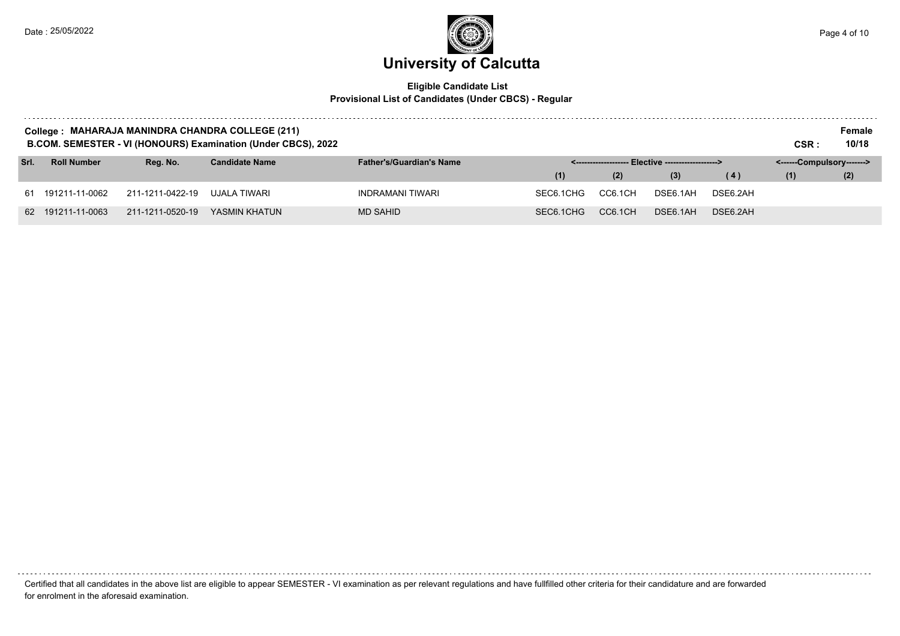# University of Calcutta

**Eligible Candidate List**
**Provisional List of Candidates (Under CBCS) - Regular**

**College : MAHARAJA MANINDRA CHANDRA COLLEGE (211)** **Female**
**B.COM. SEMESTER - VI (HONOURS) Examination (Under CBCS), 2022** **CSR : 10/18**

| Srl. | Roll Number | Reg. No. | Candidate Name | Father's/Guardian's Name | Elective | | | | Compulsory | |
|---|---|---|---|---|---|---|---|---|---|---|
| | | | | | (1) | (2) | (3) | (4) | (1) | (2) |
| 61 | 191211-11-0062 | 211-1211-0422-19 | UJALA TIWARI | INDRAMANI TIWARI | SEC6.1CHG | CC6.1CH | DSE6.1AH | DSE6.2AH | | |
| 62 | 191211-11-0063 | 211-1211-0520-19 | YASMIN KHATUN | MD SAHID | SEC6.1CHG | CC6.1CH | DSE6.1AH | DSE6.2AH | | |

Certified that all candidates in the above list are eligible to appear SEMESTER - VI examination as per relevant regulations and have fullfilled other criteria for their candidature and are forwarded for enrolment in the aforesaid examination.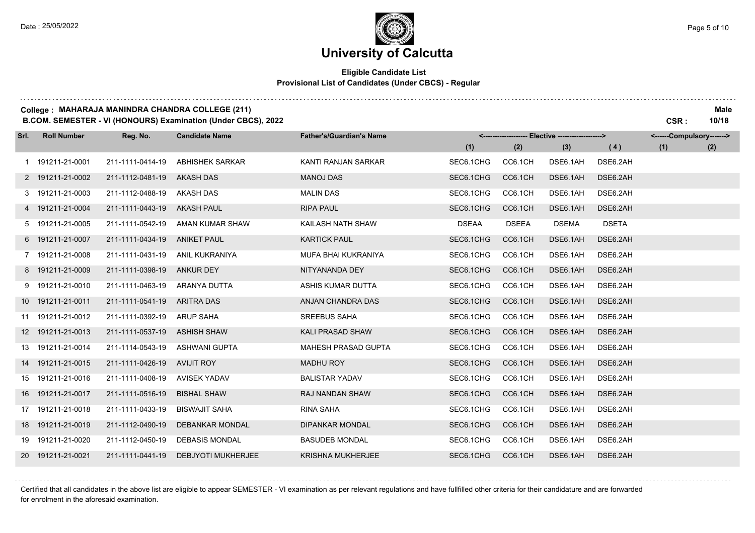# University of Calcutta

**Eligible Candidate List**
**Provisional List of Candidates (Under CBCS) - Regular**

**College : MAHARAJA MANINDRA CHANDRA COLLEGE (211)** **Male**
**B.COM. SEMESTER - VI (HONOURS) Examination (Under CBCS), 2022** **CSR : 10/18**

| Srl. | Roll Number | Reg. No. | Candidate Name | Father's/Guardian's Name | Elective (1) | Elective (2) | Elective (3) | Elective (4) | Compulsory (1) | Compulsory (2) |
|---|---|---|---|---|---|---|---|---|---|---|
| 1 | 191211-21-0001 | 211-1111-0414-19 | ABHISHEK SARKAR | KANTI RANJAN SARKAR | SEC6.1CHG | CC6.1CH | DSE6.1AH | DSE6.2AH | | |
| 2 | 191211-21-0002 | 211-1112-0481-19 | AKASH DAS | MANOJ DAS | SEC6.1CHG | CC6.1CH | DSE6.1AH | DSE6.2AH | | |
| 3 | 191211-21-0003 | 211-1112-0488-19 | AKASH DAS | MALIN DAS | SEC6.1CHG | CC6.1CH | DSE6.1AH | DSE6.2AH | | |
| 4 | 191211-21-0004 | 211-1111-0443-19 | AKASH PAUL | RIPA PAUL | SEC6.1CHG | CC6.1CH | DSE6.1AH | DSE6.2AH | | |
| 5 | 191211-21-0005 | 211-1111-0542-19 | AMAN KUMAR SHAW | KAILASH NATH SHAW | DSEAA | DSEEA | DSEMA | DSETA | | |
| 6 | 191211-21-0007 | 211-1111-0434-19 | ANIKET PAUL | KARTICK PAUL | SEC6.1CHG | CC6.1CH | DSE6.1AH | DSE6.2AH | | |
| 7 | 191211-21-0008 | 211-1111-0431-19 | ANIL KUKRANIYA | MUFA BHAI KUKRANIYA | SEC6.1CHG | CC6.1CH | DSE6.1AH | DSE6.2AH | | |
| 8 | 191211-21-0009 | 211-1111-0398-19 | ANKUR DEY | NITYANANDA DEY | SEC6.1CHG | CC6.1CH | DSE6.1AH | DSE6.2AH | | |
| 9 | 191211-21-0010 | 211-1111-0463-19 | ARANYA DUTTA | ASHIS KUMAR DUTTA | SEC6.1CHG | CC6.1CH | DSE6.1AH | DSE6.2AH | | |
| 10 | 191211-21-0011 | 211-1111-0541-19 | ARITRA DAS | ANJAN CHANDRA DAS | SEC6.1CHG | CC6.1CH | DSE6.1AH | DSE6.2AH | | |
| 11 | 191211-21-0012 | 211-1111-0392-19 | ARUP SAHA | SREEBUS SAHA | SEC6.1CHG | CC6.1CH | DSE6.1AH | DSE6.2AH | | |
| 12 | 191211-21-0013 | 211-1111-0537-19 | ASHISH SHAW | KALI PRASAD SHAW | SEC6.1CHG | CC6.1CH | DSE6.1AH | DSE6.2AH | | |
| 13 | 191211-21-0014 | 211-1114-0543-19 | ASHWANI GUPTA | MAHESH PRASAD GUPTA | SEC6.1CHG | CC6.1CH | DSE6.1AH | DSE6.2AH | | |
| 14 | 191211-21-0015 | 211-1111-0426-19 | AVIJIT ROY | MADHU ROY | SEC6.1CHG | CC6.1CH | DSE6.1AH | DSE6.2AH | | |
| 15 | 191211-21-0016 | 211-1111-0408-19 | AVISEK YADAV | BALISTAR YADAV | SEC6.1CHG | CC6.1CH | DSE6.1AH | DSE6.2AH | | |
| 16 | 191211-21-0017 | 211-1111-0516-19 | BISHAL SHAW | RAJ NANDAN SHAW | SEC6.1CHG | CC6.1CH | DSE6.1AH | DSE6.2AH | | |
| 17 | 191211-21-0018 | 211-1111-0433-19 | BISWAJIT SAHA | RINA SAHA | SEC6.1CHG | CC6.1CH | DSE6.1AH | DSE6.2AH | | |
| 18 | 191211-21-0019 | 211-1112-0490-19 | DEBANKAR MONDAL | DIPANKAR MONDAL | SEC6.1CHG | CC6.1CH | DSE6.1AH | DSE6.2AH | | |
| 19 | 191211-21-0020 | 211-1112-0450-19 | DEBASIS MONDAL | BASUDEB MONDAL | SEC6.1CHG | CC6.1CH | DSE6.1AH | DSE6.2AH | | |
| 20 | 191211-21-0021 | 211-1111-0441-19 | DEBJYOTI MUKHERJEE | KRISHNA MUKHERJEE | SEC6.1CHG | CC6.1CH | DSE6.1AH | DSE6.2AH | | |

Certified that all candidates in the above list are eligible to appear SEMESTER - VI examination as per relevant regulations and have fullfilled other criteria for their candidature and are forwarded for enrolment in the aforesaid examination.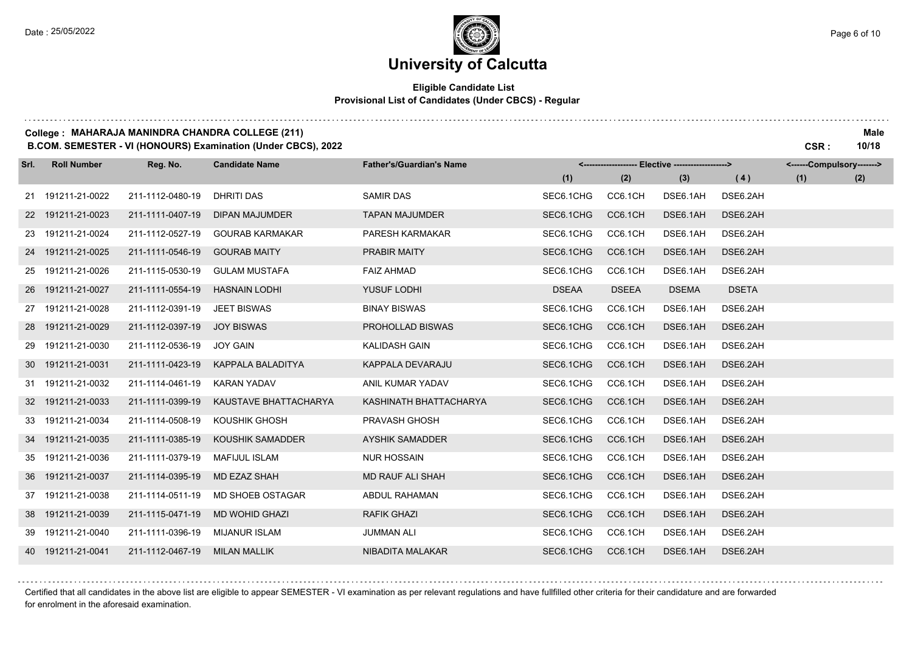# University of Calcutta

**Eligible Candidate List**
**Provisional List of Candidates (Under CBCS) - Regular**

**College : MAHARAJA MANINDRA CHANDRA COLLEGE (211)** — **Male**
**B.COM. SEMESTER - VI (HONOURS) Examination (Under CBCS), 2022** — **CSR : 10/18**

| Srl. | Roll Number | Reg. No. | Candidate Name | Father's/Guardian's Name | Elective (1) | Elective (2) | Elective (3) | Elective (4) | Compulsory (1) | Compulsory (2) |
|---|---|---|---|---|---|---|---|---|---|---|
| 21 | 191211-21-0022 | 211-1112-0480-19 | DHRITI DAS | SAMIR DAS | SEC6.1CHG | CC6.1CH | DSE6.1AH | DSE6.2AH | | |
| 22 | 191211-21-0023 | 211-1111-0407-19 | DIPAN MAJUMDER | TAPAN MAJUMDER | SEC6.1CHG | CC6.1CH | DSE6.1AH | DSE6.2AH | | |
| 23 | 191211-21-0024 | 211-1112-0527-19 | GOURAB KARMAKAR | PARESH KARMAKAR | SEC6.1CHG | CC6.1CH | DSE6.1AH | DSE6.2AH | | |
| 24 | 191211-21-0025 | 211-1111-0546-19 | GOURAB MAITY | PRABIR MAITY | SEC6.1CHG | CC6.1CH | DSE6.1AH | DSE6.2AH | | |
| 25 | 191211-21-0026 | 211-1115-0530-19 | GULAM MUSTAFA | FAIZ AHMAD | SEC6.1CHG | CC6.1CH | DSE6.1AH | DSE6.2AH | | |
| 26 | 191211-21-0027 | 211-1111-0554-19 | HASNAIN LODHI | YUSUF LODHI | DSEAA | DSEEA | DSEMA | DSETA | | |
| 27 | 191211-21-0028 | 211-1112-0391-19 | JEET BISWAS | BINAY BISWAS | SEC6.1CHG | CC6.1CH | DSE6.1AH | DSE6.2AH | | |
| 28 | 191211-21-0029 | 211-1112-0397-19 | JOY BISWAS | PROHOLLAD BISWAS | SEC6.1CHG | CC6.1CH | DSE6.1AH | DSE6.2AH | | |
| 29 | 191211-21-0030 | 211-1112-0536-19 | JOY GAIN | KALIDASH GAIN | SEC6.1CHG | CC6.1CH | DSE6.1AH | DSE6.2AH | | |
| 30 | 191211-21-0031 | 211-1111-0423-19 | KAPPALA BALADITYA | KAPPALA DEVARAJU | SEC6.1CHG | CC6.1CH | DSE6.1AH | DSE6.2AH | | |
| 31 | 191211-21-0032 | 211-1114-0461-19 | KARAN YADAV | ANIL KUMAR YADAV | SEC6.1CHG | CC6.1CH | DSE6.1AH | DSE6.2AH | | |
| 32 | 191211-21-0033 | 211-1111-0399-19 | KAUSTAVE BHATTACHARYA | KASHINATH BHATTACHARYA | SEC6.1CHG | CC6.1CH | DSE6.1AH | DSE6.2AH | | |
| 33 | 191211-21-0034 | 211-1114-0508-19 | KOUSHIK GHOSH | PRAVASH GHOSH | SEC6.1CHG | CC6.1CH | DSE6.1AH | DSE6.2AH | | |
| 34 | 191211-21-0035 | 211-1111-0385-19 | KOUSHIK SAMADDER | AYSHIK SAMADDER | SEC6.1CHG | CC6.1CH | DSE6.1AH | DSE6.2AH | | |
| 35 | 191211-21-0036 | 211-1111-0379-19 | MAFIJUL ISLAM | NUR HOSSAIN | SEC6.1CHG | CC6.1CH | DSE6.1AH | DSE6.2AH | | |
| 36 | 191211-21-0037 | 211-1114-0395-19 | MD EZAZ SHAH | MD RAUF ALI SHAH | SEC6.1CHG | CC6.1CH | DSE6.1AH | DSE6.2AH | | |
| 37 | 191211-21-0038 | 211-1114-0511-19 | MD SHOEB OSTAGAR | ABDUL RAHAMAN | SEC6.1CHG | CC6.1CH | DSE6.1AH | DSE6.2AH | | |
| 38 | 191211-21-0039 | 211-1115-0471-19 | MD WOHID GHAZI | RAFIK GHAZI | SEC6.1CHG | CC6.1CH | DSE6.1AH | DSE6.2AH | | |
| 39 | 191211-21-0040 | 211-1111-0396-19 | MIJANUR ISLAM | JUMMAN ALI | SEC6.1CHG | CC6.1CH | DSE6.1AH | DSE6.2AH | | |
| 40 | 191211-21-0041 | 211-1112-0467-19 | MILAN MALLIK | NIBADITA MALAKAR | SEC6.1CHG | CC6.1CH | DSE6.1AH | DSE6.2AH | | |

Certified that all candidates in the above list are eligible to appear SEMESTER - VI examination as per relevant regulations and have fullfilled other criteria for their candidature and are forwarded for enrolment in the aforesaid examination.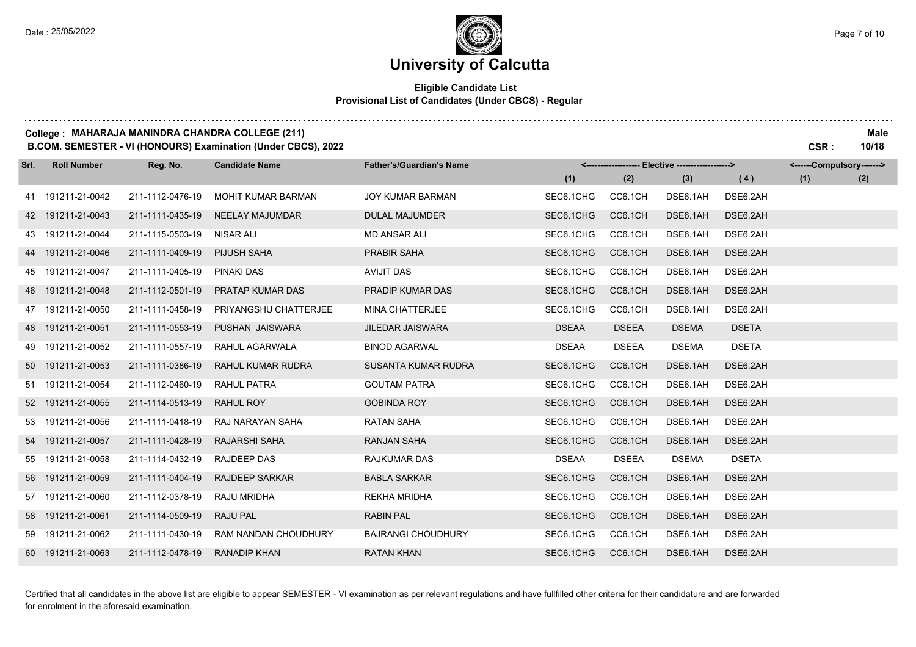# University of Calcutta

**Eligible Candidate List**
**Provisional List of Candidates (Under CBCS) - Regular**

**College : MAHARAJA MANINDRA CHANDRA COLLEGE (211)** **Male**
**B.COM. SEMESTER - VI (HONOURS) Examination (Under CBCS), 2022** **CSR : 10/18**

| Srl. | Roll Number | Reg. No. | Candidate Name | Father's/Guardian's Name | Elective (1) | Elective (2) | Elective (3) | Elective (4) | Compulsory (1) | Compulsory (2) |
|---|---|---|---|---|---|---|---|---|---|---|
| 41 | 191211-21-0042 | 211-1112-0476-19 | MOHIT KUMAR BARMAN | JOY KUMAR BARMAN | SEC6.1CHG | CC6.1CH | DSE6.1AH | DSE6.2AH | | |
| 42 | 191211-21-0043 | 211-1111-0435-19 | NEELAY MAJUMDAR | DULAL MAJUMDER | SEC6.1CHG | CC6.1CH | DSE6.1AH | DSE6.2AH | | |
| 43 | 191211-21-0044 | 211-1115-0503-19 | NISAR ALI | MD ANSAR ALI | SEC6.1CHG | CC6.1CH | DSE6.1AH | DSE6.2AH | | |
| 44 | 191211-21-0046 | 211-1111-0409-19 | PIJUSH SAHA | PRABIR SAHA | SEC6.1CHG | CC6.1CH | DSE6.1AH | DSE6.2AH | | |
| 45 | 191211-21-0047 | 211-1111-0405-19 | PINAKI DAS | AVIJIT DAS | SEC6.1CHG | CC6.1CH | DSE6.1AH | DSE6.2AH | | |
| 46 | 191211-21-0048 | 211-1112-0501-19 | PRATAP KUMAR DAS | PRADIP KUMAR DAS | SEC6.1CHG | CC6.1CH | DSE6.1AH | DSE6.2AH | | |
| 47 | 191211-21-0050 | 211-1111-0458-19 | PRIYANGSHU CHATTERJEE | MINA CHATTERJEE | SEC6.1CHG | CC6.1CH | DSE6.1AH | DSE6.2AH | | |
| 48 | 191211-21-0051 | 211-1111-0553-19 | PUSHAN JAISWARA | JILEDAR JAISWARA | DSEAA | DSEEA | DSEMA | DSETA | | |
| 49 | 191211-21-0052 | 211-1111-0557-19 | RAHUL AGARWALA | BINOD AGARWAL | DSEAA | DSEEA | DSEMA | DSETA | | |
| 50 | 191211-21-0053 | 211-1111-0386-19 | RAHUL KUMAR RUDRA | SUSANTA KUMAR RUDRA | SEC6.1CHG | CC6.1CH | DSE6.1AH | DSE6.2AH | | |
| 51 | 191211-21-0054 | 211-1112-0460-19 | RAHUL PATRA | GOUTAM PATRA | SEC6.1CHG | CC6.1CH | DSE6.1AH | DSE6.2AH | | |
| 52 | 191211-21-0055 | 211-1114-0513-19 | RAHUL ROY | GOBINDA ROY | SEC6.1CHG | CC6.1CH | DSE6.1AH | DSE6.2AH | | |
| 53 | 191211-21-0056 | 211-1111-0418-19 | RAJ NARAYAN SAHA | RATAN SAHA | SEC6.1CHG | CC6.1CH | DSE6.1AH | DSE6.2AH | | |
| 54 | 191211-21-0057 | 211-1111-0428-19 | RAJARSHI SAHA | RANJAN SAHA | SEC6.1CHG | CC6.1CH | DSE6.1AH | DSE6.2AH | | |
| 55 | 191211-21-0058 | 211-1114-0432-19 | RAJDEEP DAS | RAJKUMAR DAS | DSEAA | DSEEA | DSEMA | DSETA | | |
| 56 | 191211-21-0059 | 211-1111-0404-19 | RAJDEEP SARKAR | BABLA SARKAR | SEC6.1CHG | CC6.1CH | DSE6.1AH | DSE6.2AH | | |
| 57 | 191211-21-0060 | 211-1112-0378-19 | RAJU MRIDHA | REKHA MRIDHA | SEC6.1CHG | CC6.1CH | DSE6.1AH | DSE6.2AH | | |
| 58 | 191211-21-0061 | 211-1114-0509-19 | RAJU PAL | RABIN PAL | SEC6.1CHG | CC6.1CH | DSE6.1AH | DSE6.2AH | | |
| 59 | 191211-21-0062 | 211-1111-0430-19 | RAM NANDAN CHOUDHURY | BAJRANGI CHOUDHURY | SEC6.1CHG | CC6.1CH | DSE6.1AH | DSE6.2AH | | |
| 60 | 191211-21-0063 | 211-1112-0478-19 | RANADIP KHAN | RATAN KHAN | SEC6.1CHG | CC6.1CH | DSE6.1AH | DSE6.2AH | | |

Certified that all candidates in the above list are eligible to appear SEMESTER - VI examination as per relevant regulations and have fullfilled other criteria for their candidature and are forwarded for enrolment in the aforesaid examination.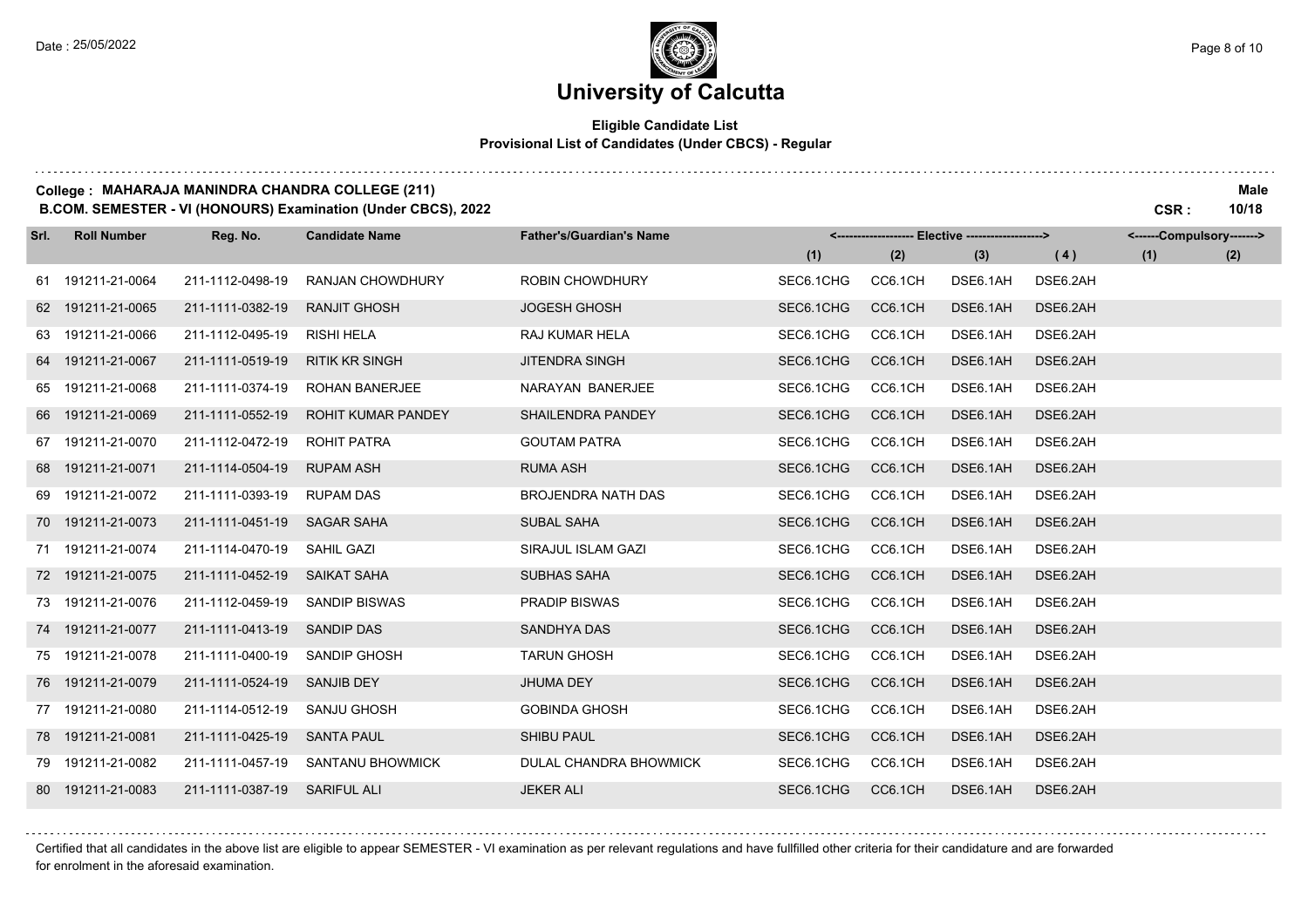# University of Calcutta

**Eligible Candidate List**
**Provisional List of Candidates (Under CBCS) - Regular**

**College : MAHARAJA MANINDRA CHANDRA COLLEGE (211)** **Male**
**B.COM. SEMESTER - VI (HONOURS) Examination (Under CBCS), 2022** **CSR : 10/18**

| Srl. | Roll Number | Reg. No. | Candidate Name | Father's/Guardian's Name | Elective (1) | Elective (2) | Elective (3) | Elective (4) | Compulsory (1) | Compulsory (2) |
|---|---|---|---|---|---|---|---|---|---|---|
| 61 | 191211-21-0064 | 211-1112-0498-19 | RANJAN CHOWDHURY | ROBIN CHOWDHURY | SEC6.1CHG | CC6.1CH | DSE6.1AH | DSE6.2AH | | |
| 62 | 191211-21-0065 | 211-1111-0382-19 | RANJIT GHOSH | JOGESH GHOSH | SEC6.1CHG | CC6.1CH | DSE6.1AH | DSE6.2AH | | |
| 63 | 191211-21-0066 | 211-1112-0495-19 | RISHI HELA | RAJ KUMAR HELA | SEC6.1CHG | CC6.1CH | DSE6.1AH | DSE6.2AH | | |
| 64 | 191211-21-0067 | 211-1111-0519-19 | RITIK KR SINGH | JITENDRA SINGH | SEC6.1CHG | CC6.1CH | DSE6.1AH | DSE6.2AH | | |
| 65 | 191211-21-0068 | 211-1111-0374-19 | ROHAN BANERJEE | NARAYAN BANERJEE | SEC6.1CHG | CC6.1CH | DSE6.1AH | DSE6.2AH | | |
| 66 | 191211-21-0069 | 211-1111-0552-19 | ROHIT KUMAR PANDEY | SHAILENDRA PANDEY | SEC6.1CHG | CC6.1CH | DSE6.1AH | DSE6.2AH | | |
| 67 | 191211-21-0070 | 211-1112-0472-19 | ROHIT PATRA | GOUTAM PATRA | SEC6.1CHG | CC6.1CH | DSE6.1AH | DSE6.2AH | | |
| 68 | 191211-21-0071 | 211-1114-0504-19 | RUPAM ASH | RUMA ASH | SEC6.1CHG | CC6.1CH | DSE6.1AH | DSE6.2AH | | |
| 69 | 191211-21-0072 | 211-1111-0393-19 | RUPAM DAS | BROJENDRA NATH DAS | SEC6.1CHG | CC6.1CH | DSE6.1AH | DSE6.2AH | | |
| 70 | 191211-21-0073 | 211-1111-0451-19 | SAGAR SAHA | SUBAL SAHA | SEC6.1CHG | CC6.1CH | DSE6.1AH | DSE6.2AH | | |
| 71 | 191211-21-0074 | 211-1114-0470-19 | SAHIL GAZI | SIRAJUL ISLAM GAZI | SEC6.1CHG | CC6.1CH | DSE6.1AH | DSE6.2AH | | |
| 72 | 191211-21-0075 | 211-1111-0452-19 | SAIKAT SAHA | SUBHAS SAHA | SEC6.1CHG | CC6.1CH | DSE6.1AH | DSE6.2AH | | |
| 73 | 191211-21-0076 | 211-1112-0459-19 | SANDIP BISWAS | PRADIP BISWAS | SEC6.1CHG | CC6.1CH | DSE6.1AH | DSE6.2AH | | |
| 74 | 191211-21-0077 | 211-1111-0413-19 | SANDIP DAS | SANDHYA DAS | SEC6.1CHG | CC6.1CH | DSE6.1AH | DSE6.2AH | | |
| 75 | 191211-21-0078 | 211-1111-0400-19 | SANDIP GHOSH | TARUN GHOSH | SEC6.1CHG | CC6.1CH | DSE6.1AH | DSE6.2AH | | |
| 76 | 191211-21-0079 | 211-1111-0524-19 | SANJIB DEY | JHUMA DEY | SEC6.1CHG | CC6.1CH | DSE6.1AH | DSE6.2AH | | |
| 77 | 191211-21-0080 | 211-1114-0512-19 | SANJU GHOSH | GOBINDA GHOSH | SEC6.1CHG | CC6.1CH | DSE6.1AH | DSE6.2AH | | |
| 78 | 191211-21-0081 | 211-1111-0425-19 | SANTA PAUL | SHIBU PAUL | SEC6.1CHG | CC6.1CH | DSE6.1AH | DSE6.2AH | | |
| 79 | 191211-21-0082 | 211-1111-0457-19 | SANTANU BHOWMICK | DULAL CHANDRA BHOWMICK | SEC6.1CHG | CC6.1CH | DSE6.1AH | DSE6.2AH | | |
| 80 | 191211-21-0083 | 211-1111-0387-19 | SARIFUL ALI | JEKER ALI | SEC6.1CHG | CC6.1CH | DSE6.1AH | DSE6.2AH | | |

Certified that all candidates in the above list are eligible to appear SEMESTER - VI examination as per relevant regulations and have fullfilled other criteria for their candidature and are forwarded for enrolment in the aforesaid examination.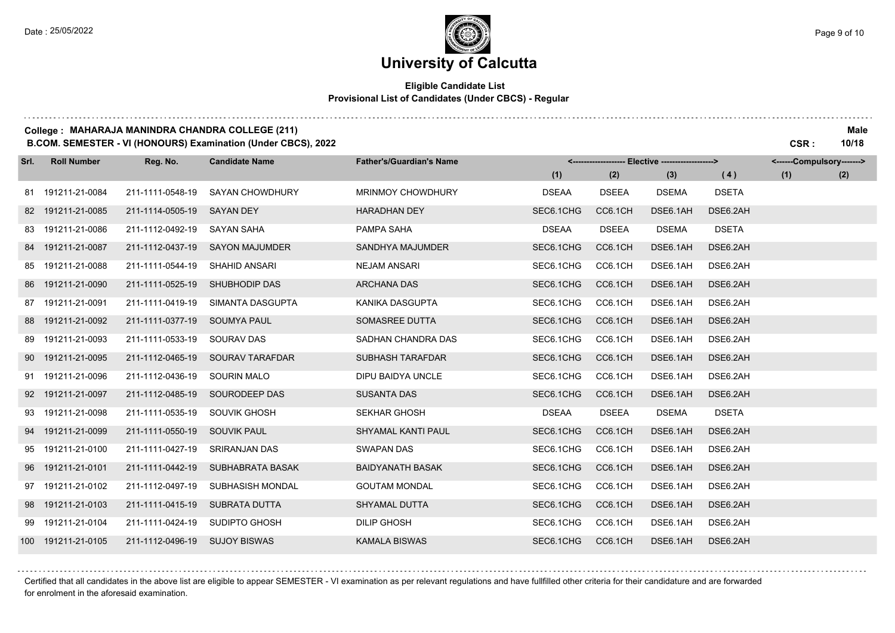# University of Calcutta

**Eligible Candidate List**
**Provisional List of Candidates (Under CBCS) - Regular**

**College : MAHARAJA MANINDRA CHANDRA COLLEGE (211)** — **Male**
**B.COM. SEMESTER - VI (HONOURS) Examination (Under CBCS), 2022** — **CSR : 10/18**

| Srl. | Roll Number | Reg. No. | Candidate Name | Father's/Guardian's Name | Elective (1) | Elective (2) | Elective (3) | Elective (4) | Compulsory (1) | Compulsory (2) |
|---|---|---|---|---|---|---|---|---|---|---|
| 81 | 191211-21-0084 | 211-1111-0548-19 | SAYAN CHOWDHURY | MRINMOY CHOWDHURY | DSEAA | DSEEA | DSEMA | DSETA | | |
| 82 | 191211-21-0085 | 211-1114-0505-19 | SAYAN DEY | HARADHAN DEY | SEC6.1CHG | CC6.1CH | DSE6.1AH | DSE6.2AH | | |
| 83 | 191211-21-0086 | 211-1112-0492-19 | SAYAN SAHA | PAMPA SAHA | DSEAA | DSEEA | DSEMA | DSETA | | |
| 84 | 191211-21-0087 | 211-1112-0437-19 | SAYON MAJUMDER | SANDHYA MAJUMDER | SEC6.1CHG | CC6.1CH | DSE6.1AH | DSE6.2AH | | |
| 85 | 191211-21-0088 | 211-1111-0544-19 | SHAHID ANSARI | NEJAM ANSARI | SEC6.1CHG | CC6.1CH | DSE6.1AH | DSE6.2AH | | |
| 86 | 191211-21-0090 | 211-1111-0525-19 | SHUBHODIP DAS | ARCHANA DAS | SEC6.1CHG | CC6.1CH | DSE6.1AH | DSE6.2AH | | |
| 87 | 191211-21-0091 | 211-1111-0419-19 | SIMANTA DASGUPTA | KANIKA DASGUPTA | SEC6.1CHG | CC6.1CH | DSE6.1AH | DSE6.2AH | | |
| 88 | 191211-21-0092 | 211-1111-0377-19 | SOUMYA PAUL | SOMASREE DUTTA | SEC6.1CHG | CC6.1CH | DSE6.1AH | DSE6.2AH | | |
| 89 | 191211-21-0093 | 211-1111-0533-19 | SOURAV DAS | SADHAN CHANDRA DAS | SEC6.1CHG | CC6.1CH | DSE6.1AH | DSE6.2AH | | |
| 90 | 191211-21-0095 | 211-1112-0465-19 | SOURAV TARAFDAR | SUBHASH TARAFDAR | SEC6.1CHG | CC6.1CH | DSE6.1AH | DSE6.2AH | | |
| 91 | 191211-21-0096 | 211-1112-0436-19 | SOURIN MALO | DIPU BAIDYA UNCLE | SEC6.1CHG | CC6.1CH | DSE6.1AH | DSE6.2AH | | |
| 92 | 191211-21-0097 | 211-1112-0485-19 | SOURODEEP DAS | SUSANTA DAS | SEC6.1CHG | CC6.1CH | DSE6.1AH | DSE6.2AH | | |
| 93 | 191211-21-0098 | 211-1111-0535-19 | SOUVIK GHOSH | SEKHAR GHOSH | DSEAA | DSEEA | DSEMA | DSETA | | |
| 94 | 191211-21-0099 | 211-1111-0550-19 | SOUVIK PAUL | SHYAMAL KANTI PAUL | SEC6.1CHG | CC6.1CH | DSE6.1AH | DSE6.2AH | | |
| 95 | 191211-21-0100 | 211-1111-0427-19 | SRIRANJAN DAS | SWAPAN DAS | SEC6.1CHG | CC6.1CH | DSE6.1AH | DSE6.2AH | | |
| 96 | 191211-21-0101 | 211-1111-0442-19 | SUBHABRATA BASAK | BAIDYANATH BASAK | SEC6.1CHG | CC6.1CH | DSE6.1AH | DSE6.2AH | | |
| 97 | 191211-21-0102 | 211-1112-0497-19 | SUBHASISH MONDAL | GOUTAM MONDAL | SEC6.1CHG | CC6.1CH | DSE6.1AH | DSE6.2AH | | |
| 98 | 191211-21-0103 | 211-1111-0415-19 | SUBRATA DUTTA | SHYAMAL DUTTA | SEC6.1CHG | CC6.1CH | DSE6.1AH | DSE6.2AH | | |
| 99 | 191211-21-0104 | 211-1111-0424-19 | SUDIPTO GHOSH | DILIP GHOSH | SEC6.1CHG | CC6.1CH | DSE6.1AH | DSE6.2AH | | |
| 100 | 191211-21-0105 | 211-1112-0496-19 | SUJOY BISWAS | KAMALA BISWAS | SEC6.1CHG | CC6.1CH | DSE6.1AH | DSE6.2AH | | |

Certified that all candidates in the above list are eligible to appear SEMESTER - VI examination as per relevant regulations and have fullfilled other criteria for their candidature and are forwarded for enrolment in the aforesaid examination.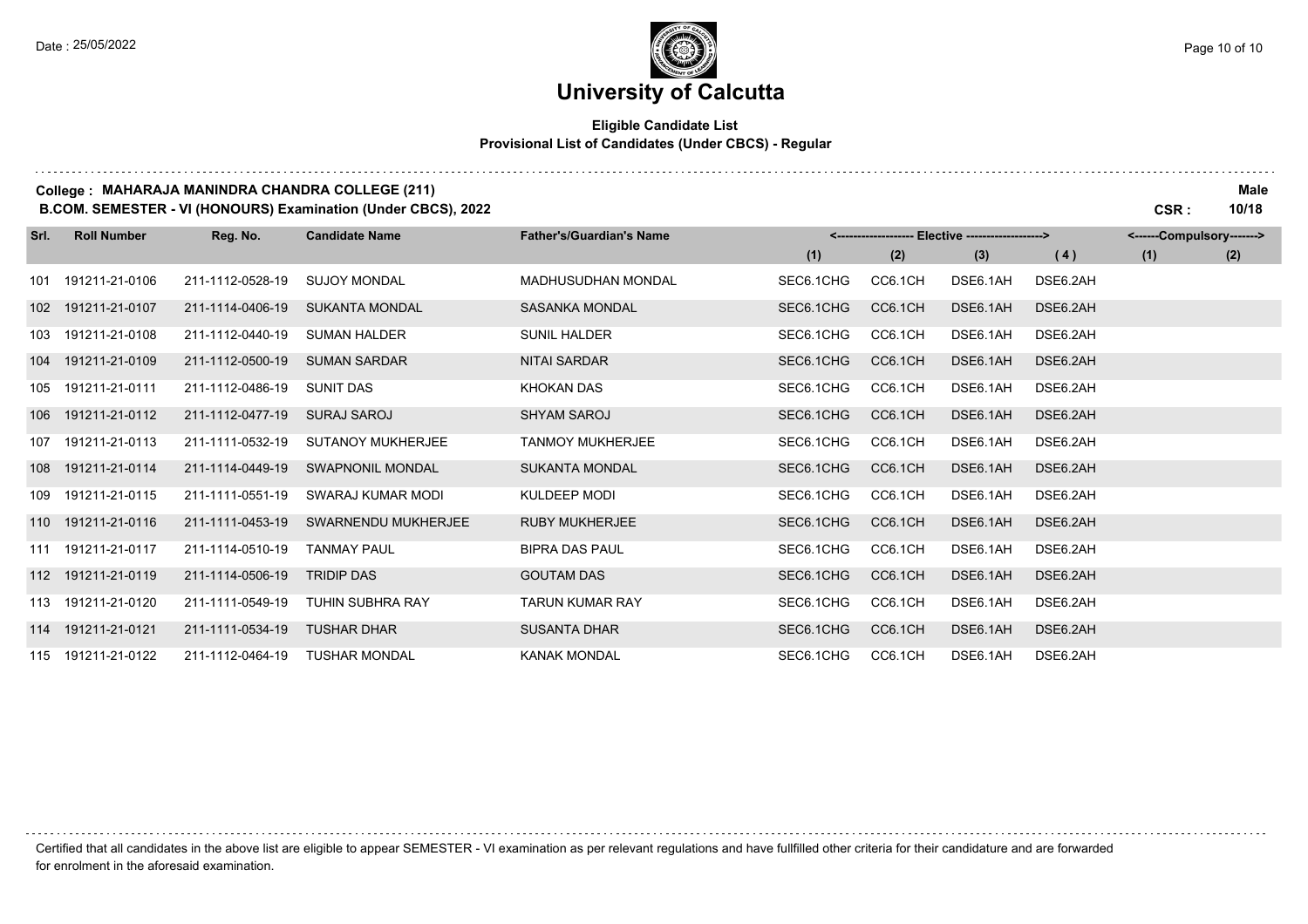# University of Calcutta

**Eligible Candidate List**
**Provisional List of Candidates (Under CBCS) - Regular**

**College : MAHARAJA MANINDRA CHANDRA COLLEGE (211)** — **Male**
**B.COM. SEMESTER - VI (HONOURS) Examination (Under CBCS), 2022** — **CSR : 10/18**

| Srl. | Roll Number | Reg. No. | Candidate Name | Father's/Guardian's Name | Elective (1) | Elective (2) | Elective (3) | Elective (4) | Compulsory (1) | Compulsory (2) |
|---|---|---|---|---|---|---|---|---|---|---|
| 101 | 191211-21-0106 | 211-1112-0528-19 | SUJOY MONDAL | MADHUSUDHAN MONDAL | SEC6.1CHG | CC6.1CH | DSE6.1AH | DSE6.2AH | | |
| 102 | 191211-21-0107 | 211-1114-0406-19 | SUKANTA MONDAL | SASANKA MONDAL | SEC6.1CHG | CC6.1CH | DSE6.1AH | DSE6.2AH | | |
| 103 | 191211-21-0108 | 211-1112-0440-19 | SUMAN HALDER | SUNIL HALDER | SEC6.1CHG | CC6.1CH | DSE6.1AH | DSE6.2AH | | |
| 104 | 191211-21-0109 | 211-1112-0500-19 | SUMAN SARDAR | NITAI SARDAR | SEC6.1CHG | CC6.1CH | DSE6.1AH | DSE6.2AH | | |
| 105 | 191211-21-0111 | 211-1112-0486-19 | SUNIT DAS | KHOKAN DAS | SEC6.1CHG | CC6.1CH | DSE6.1AH | DSE6.2AH | | |
| 106 | 191211-21-0112 | 211-1112-0477-19 | SURAJ SAROJ | SHYAM SAROJ | SEC6.1CHG | CC6.1CH | DSE6.1AH | DSE6.2AH | | |
| 107 | 191211-21-0113 | 211-1111-0532-19 | SUTANOY MUKHERJEE | TANMOY MUKHERJEE | SEC6.1CHG | CC6.1CH | DSE6.1AH | DSE6.2AH | | |
| 108 | 191211-21-0114 | 211-1114-0449-19 | SWAPNONIL MONDAL | SUKANTA MONDAL | SEC6.1CHG | CC6.1CH | DSE6.1AH | DSE6.2AH | | |
| 109 | 191211-21-0115 | 211-1111-0551-19 | SWARAJ KUMAR MODI | KULDEEP MODI | SEC6.1CHG | CC6.1CH | DSE6.1AH | DSE6.2AH | | |
| 110 | 191211-21-0116 | 211-1111-0453-19 | SWARNENDU MUKHERJEE | RUBY MUKHERJEE | SEC6.1CHG | CC6.1CH | DSE6.1AH | DSE6.2AH | | |
| 111 | 191211-21-0117 | 211-1114-0510-19 | TANMAY PAUL | BIPRA DAS PAUL | SEC6.1CHG | CC6.1CH | DSE6.1AH | DSE6.2AH | | |
| 112 | 191211-21-0119 | 211-1114-0506-19 | TRIDIP DAS | GOUTAM DAS | SEC6.1CHG | CC6.1CH | DSE6.1AH | DSE6.2AH | | |
| 113 | 191211-21-0120 | 211-1111-0549-19 | TUHIN SUBHRA RAY | TARUN KUMAR RAY | SEC6.1CHG | CC6.1CH | DSE6.1AH | DSE6.2AH | | |
| 114 | 191211-21-0121 | 211-1111-0534-19 | TUSHAR DHAR | SUSANTA DHAR | SEC6.1CHG | CC6.1CH | DSE6.1AH | DSE6.2AH | | |
| 115 | 191211-21-0122 | 211-1112-0464-19 | TUSHAR MONDAL | KANAK MONDAL | SEC6.1CHG | CC6.1CH | DSE6.1AH | DSE6.2AH | | |

Certified that all candidates in the above list are eligible to appear SEMESTER - VI examination as per relevant regulations and have fullfilled other criteria for their candidature and are forwarded for enrolment in the aforesaid examination.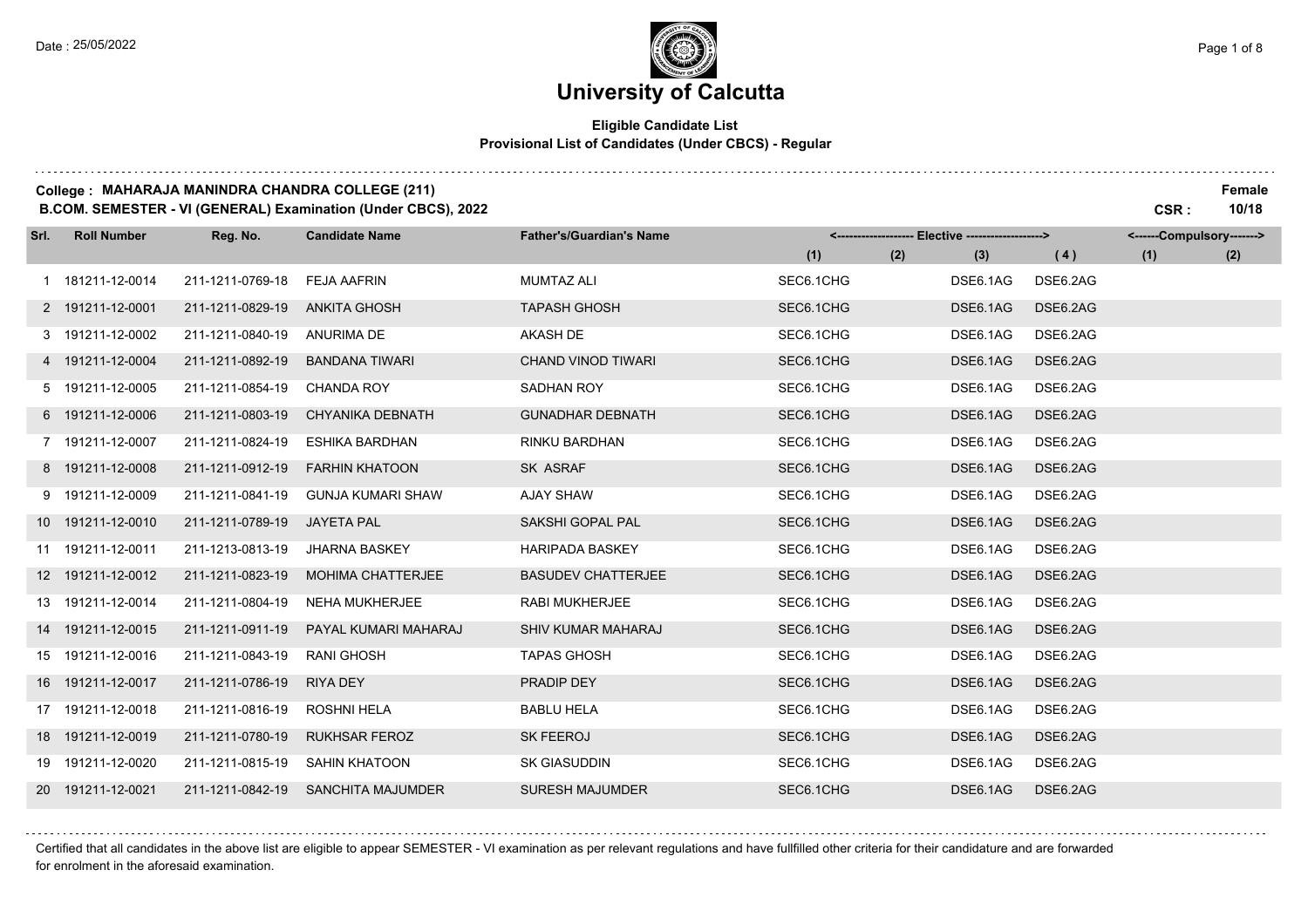# University of Calcutta

**Eligible Candidate List**
**Provisional List of Candidates (Under CBCS) - Regular**

**College : MAHARAJA MANINDRA CHANDRA COLLEGE (211)**
**B.COM. SEMESTER - VI (GENERAL) Examination (Under CBCS), 2022**

**Female**
**CSR : 10/18**

| Srl. | Roll Number | Reg. No. | Candidate Name | Father's/Guardian's Name | Elective (1) | Elective (2) | Elective (3) | Elective (4) | Compulsory (1) | Compulsory (2) |
|---|---|---|---|---|---|---|---|---|---|---|
| 1 | 181211-12-0014 | 211-1211-0769-18 | FEJA AAFRIN | MUMTAZ ALI | SEC6.1CHG | | DSE6.1AG | DSE6.2AG | | |
| 2 | 191211-12-0001 | 211-1211-0829-19 | ANKITA GHOSH | TAPASH GHOSH | SEC6.1CHG | | DSE6.1AG | DSE6.2AG | | |
| 3 | 191211-12-0002 | 211-1211-0840-19 | ANURIMA DE | AKASH DE | SEC6.1CHG | | DSE6.1AG | DSE6.2AG | | |
| 4 | 191211-12-0004 | 211-1211-0892-19 | BANDANA TIWARI | CHAND VINOD TIWARI | SEC6.1CHG | | DSE6.1AG | DSE6.2AG | | |
| 5 | 191211-12-0005 | 211-1211-0854-19 | CHANDA ROY | SADHAN ROY | SEC6.1CHG | | DSE6.1AG | DSE6.2AG | | |
| 6 | 191211-12-0006 | 211-1211-0803-19 | CHYANIKA DEBNATH | GUNADHAR DEBNATH | SEC6.1CHG | | DSE6.1AG | DSE6.2AG | | |
| 7 | 191211-12-0007 | 211-1211-0824-19 | ESHIKA BARDHAN | RINKU BARDHAN | SEC6.1CHG | | DSE6.1AG | DSE6.2AG | | |
| 8 | 191211-12-0008 | 211-1211-0912-19 | FARHIN KHATOON | SK ASRAF | SEC6.1CHG | | DSE6.1AG | DSE6.2AG | | |
| 9 | 191211-12-0009 | 211-1211-0841-19 | GUNJA KUMARI SHAW | AJAY SHAW | SEC6.1CHG | | DSE6.1AG | DSE6.2AG | | |
| 10 | 191211-12-0010 | 211-1211-0789-19 | JAYETA PAL | SAKSHI GOPAL PAL | SEC6.1CHG | | DSE6.1AG | DSE6.2AG | | |
| 11 | 191211-12-0011 | 211-1213-0813-19 | JHARNA BASKEY | HARIPADA BASKEY | SEC6.1CHG | | DSE6.1AG | DSE6.2AG | | |
| 12 | 191211-12-0012 | 211-1211-0823-19 | MOHIMA CHATTERJEE | BASUDEV CHATTERJEE | SEC6.1CHG | | DSE6.1AG | DSE6.2AG | | |
| 13 | 191211-12-0014 | 211-1211-0804-19 | NEHA MUKHERJEE | RABI MUKHERJEE | SEC6.1CHG | | DSE6.1AG | DSE6.2AG | | |
| 14 | 191211-12-0015 | 211-1211-0911-19 | PAYAL KUMARI MAHARAJ | SHIV KUMAR MAHARAJ | SEC6.1CHG | | DSE6.1AG | DSE6.2AG | | |
| 15 | 191211-12-0016 | 211-1211-0843-19 | RANI GHOSH | TAPAS GHOSH | SEC6.1CHG | | DSE6.1AG | DSE6.2AG | | |
| 16 | 191211-12-0017 | 211-1211-0786-19 | RIYA DEY | PRADIP DEY | SEC6.1CHG | | DSE6.1AG | DSE6.2AG | | |
| 17 | 191211-12-0018 | 211-1211-0816-19 | ROSHNI HELA | BABLU HELA | SEC6.1CHG | | DSE6.1AG | DSE6.2AG | | |
| 18 | 191211-12-0019 | 211-1211-0780-19 | RUKHSAR FEROZ | SK FEEROJ | SEC6.1CHG | | DSE6.1AG | DSE6.2AG | | |
| 19 | 191211-12-0020 | 211-1211-0815-19 | SAHIN KHATOON | SK GIASUDDIN | SEC6.1CHG | | DSE6.1AG | DSE6.2AG | | |
| 20 | 191211-12-0021 | 211-1211-0842-19 | SANCHITA MAJUMDER | SURESH MAJUMDER | SEC6.1CHG | | DSE6.1AG | DSE6.2AG | | |

Certified that all candidates in the above list are eligible to appear SEMESTER - VI examination as per relevant regulations and have fullfilled other criteria for their candidature and are forwarded for enrolment in the aforesaid examination.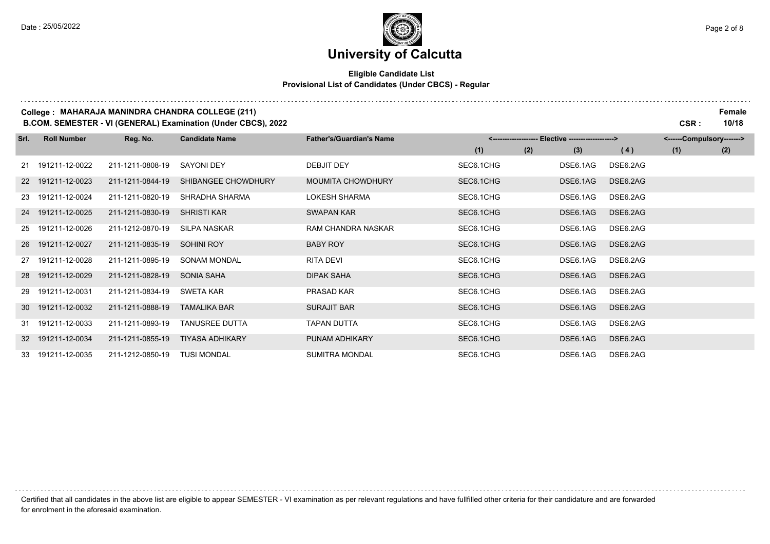# University of Calcutta

**Eligible Candidate List**
**Provisional List of Candidates (Under CBCS) - Regular**

**College : MAHARAJA MANINDRA CHANDRA COLLEGE (211)** — **Female**
**B.COM. SEMESTER - VI (GENERAL) Examination (Under CBCS), 2022** — **CSR : 10/18**

| Srl. | Roll Number | Reg. No. | Candidate Name | Father's/Guardian's Name | Elective (1) | Elective (2) | Elective (3) | Elective (4) | Compulsory (1) | Compulsory (2) |
|---|---|---|---|---|---|---|---|---|---|---|
| 21 | 191211-12-0022 | 211-1211-0808-19 | SAYONI DEY | DEBJIT DEY | SEC6.1CHG | | DSE6.1AG | DSE6.2AG | | |
| 22 | 191211-12-0023 | 211-1211-0844-19 | SHIBANGEE CHOWDHURY | MOUMITA CHOWDHURY | SEC6.1CHG | | DSE6.1AG | DSE6.2AG | | |
| 23 | 191211-12-0024 | 211-1211-0820-19 | SHRADHA SHARMA | LOKESH SHARMA | SEC6.1CHG | | DSE6.1AG | DSE6.2AG | | |
| 24 | 191211-12-0025 | 211-1211-0830-19 | SHRISTI KAR | SWAPAN KAR | SEC6.1CHG | | DSE6.1AG | DSE6.2AG | | |
| 25 | 191211-12-0026 | 211-1212-0870-19 | SILPA NASKAR | RAM CHANDRA NASKAR | SEC6.1CHG | | DSE6.1AG | DSE6.2AG | | |
| 26 | 191211-12-0027 | 211-1211-0835-19 | SOHINI ROY | BABY ROY | SEC6.1CHG | | DSE6.1AG | DSE6.2AG | | |
| 27 | 191211-12-0028 | 211-1211-0895-19 | SONAM MONDAL | RITA DEVI | SEC6.1CHG | | DSE6.1AG | DSE6.2AG | | |
| 28 | 191211-12-0029 | 211-1211-0828-19 | SONIA SAHA | DIPAK SAHA | SEC6.1CHG | | DSE6.1AG | DSE6.2AG | | |
| 29 | 191211-12-0031 | 211-1211-0834-19 | SWETA KAR | PRASAD KAR | SEC6.1CHG | | DSE6.1AG | DSE6.2AG | | |
| 30 | 191211-12-0032 | 211-1211-0888-19 | TAMALIKA BAR | SURAJIT BAR | SEC6.1CHG | | DSE6.1AG | DSE6.2AG | | |
| 31 | 191211-12-0033 | 211-1211-0893-19 | TANUSREE DUTTA | TAPAN DUTTA | SEC6.1CHG | | DSE6.1AG | DSE6.2AG | | |
| 32 | 191211-12-0034 | 211-1211-0855-19 | TIYASA ADHIKARY | PUNAM ADHIKARY | SEC6.1CHG | | DSE6.1AG | DSE6.2AG | | |
| 33 | 191211-12-0035 | 211-1212-0850-19 | TUSI MONDAL | SUMITRA MONDAL | SEC6.1CHG | | DSE6.1AG | DSE6.2AG | | |

Certified that all candidates in the above list are eligible to appear SEMESTER - VI examination as per relevant regulations and have fullfilled other criteria for their candidature and are forwarded for enrolment in the aforesaid examination.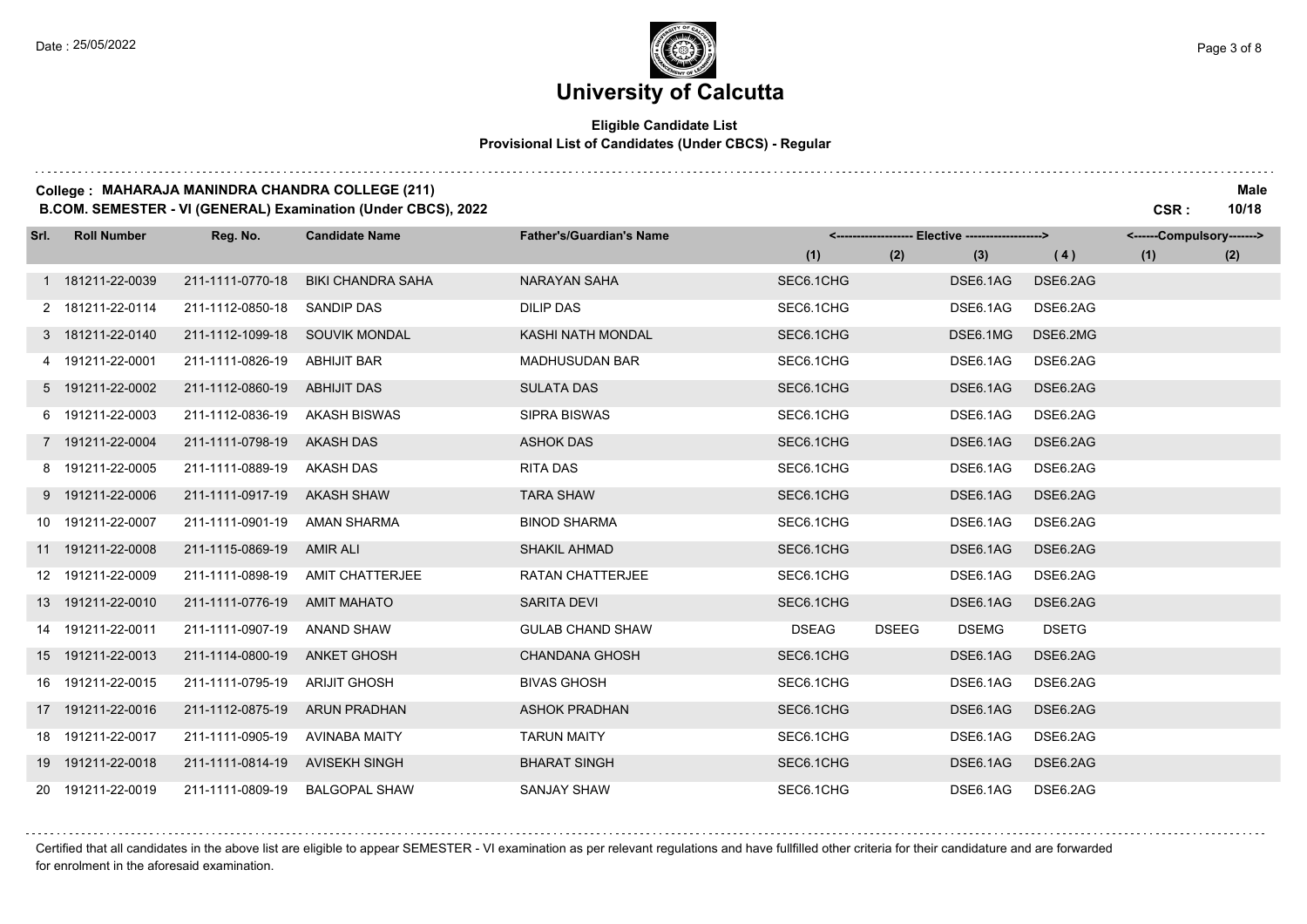# University of Calcutta

**Eligible Candidate List**

**Provisional List of Candidates (Under CBCS) - Regular**

**College : MAHARAJA MANINDRA CHANDRA COLLEGE (211)** — **Male**

**B.COM. SEMESTER - VI (GENERAL) Examination (Under CBCS), 2022** — **CSR : 10/18**

| Srl. | Roll Number | Reg. No. | Candidate Name | Father's/Guardian's Name | Elective (1) | Elective (2) | Elective (3) | Elective (4) | Compulsory (1) | Compulsory (2) |
|---|---|---|---|---|---|---|---|---|---|---|
| 1 | 181211-22-0039 | 211-1111-0770-18 | BIKI CHANDRA SAHA | NARAYAN SAHA | SEC6.1CHG | | DSE6.1AG | DSE6.2AG | | |
| 2 | 181211-22-0114 | 211-1112-0850-18 | SANDIP DAS | DILIP DAS | SEC6.1CHG | | DSE6.1AG | DSE6.2AG | | |
| 3 | 181211-22-0140 | 211-1112-1099-18 | SOUVIK MONDAL | KASHI NATH MONDAL | SEC6.1CHG | | DSE6.1MG | DSE6.2MG | | |
| 4 | 191211-22-0001 | 211-1111-0826-19 | ABHIJIT BAR | MADHUSUDAN BAR | SEC6.1CHG | | DSE6.1AG | DSE6.2AG | | |
| 5 | 191211-22-0002 | 211-1112-0860-19 | ABHIJIT DAS | SULATA DAS | SEC6.1CHG | | DSE6.1AG | DSE6.2AG | | |
| 6 | 191211-22-0003 | 211-1112-0836-19 | AKASH BISWAS | SIPRA BISWAS | SEC6.1CHG | | DSE6.1AG | DSE6.2AG | | |
| 7 | 191211-22-0004 | 211-1111-0798-19 | AKASH DAS | ASHOK DAS | SEC6.1CHG | | DSE6.1AG | DSE6.2AG | | |
| 8 | 191211-22-0005 | 211-1111-0889-19 | AKASH DAS | RITA DAS | SEC6.1CHG | | DSE6.1AG | DSE6.2AG | | |
| 9 | 191211-22-0006 | 211-1111-0917-19 | AKASH SHAW | TARA SHAW | SEC6.1CHG | | DSE6.1AG | DSE6.2AG | | |
| 10 | 191211-22-0007 | 211-1111-0901-19 | AMAN SHARMA | BINOD SHARMA | SEC6.1CHG | | DSE6.1AG | DSE6.2AG | | |
| 11 | 191211-22-0008 | 211-1115-0869-19 | AMIR ALI | SHAKIL AHMAD | SEC6.1CHG | | DSE6.1AG | DSE6.2AG | | |
| 12 | 191211-22-0009 | 211-1111-0898-19 | AMIT CHATTERJEE | RATAN CHATTERJEE | SEC6.1CHG | | DSE6.1AG | DSE6.2AG | | |
| 13 | 191211-22-0010 | 211-1111-0776-19 | AMIT MAHATO | SARITA DEVI | SEC6.1CHG | | DSE6.1AG | DSE6.2AG | | |
| 14 | 191211-22-0011 | 211-1111-0907-19 | ANAND SHAW | GULAB CHAND SHAW | DSEAG | DSEEG | DSEMG | DSETG | | |
| 15 | 191211-22-0013 | 211-1114-0800-19 | ANKET GHOSH | CHANDANA GHOSH | SEC6.1CHG | | DSE6.1AG | DSE6.2AG | | |
| 16 | 191211-22-0015 | 211-1111-0795-19 | ARIJIT GHOSH | BIVAS GHOSH | SEC6.1CHG | | DSE6.1AG | DSE6.2AG | | |
| 17 | 191211-22-0016 | 211-1112-0875-19 | ARUN PRADHAN | ASHOK PRADHAN | SEC6.1CHG | | DSE6.1AG | DSE6.2AG | | |
| 18 | 191211-22-0017 | 211-1111-0905-19 | AVINABA MAITY | TARUN MAITY | SEC6.1CHG | | DSE6.1AG | DSE6.2AG | | |
| 19 | 191211-22-0018 | 211-1111-0814-19 | AVISEKH SINGH | BHARAT SINGH | SEC6.1CHG | | DSE6.1AG | DSE6.2AG | | |
| 20 | 191211-22-0019 | 211-1111-0809-19 | BALGOPAL SHAW | SANJAY SHAW | SEC6.1CHG | | DSE6.1AG | DSE6.2AG | | |

Certified that all candidates in the above list are eligible to appear SEMESTER - VI examination as per relevant regulations and have fullfilled other criteria for their candidature and are forwarded for enrolment in the aforesaid examination.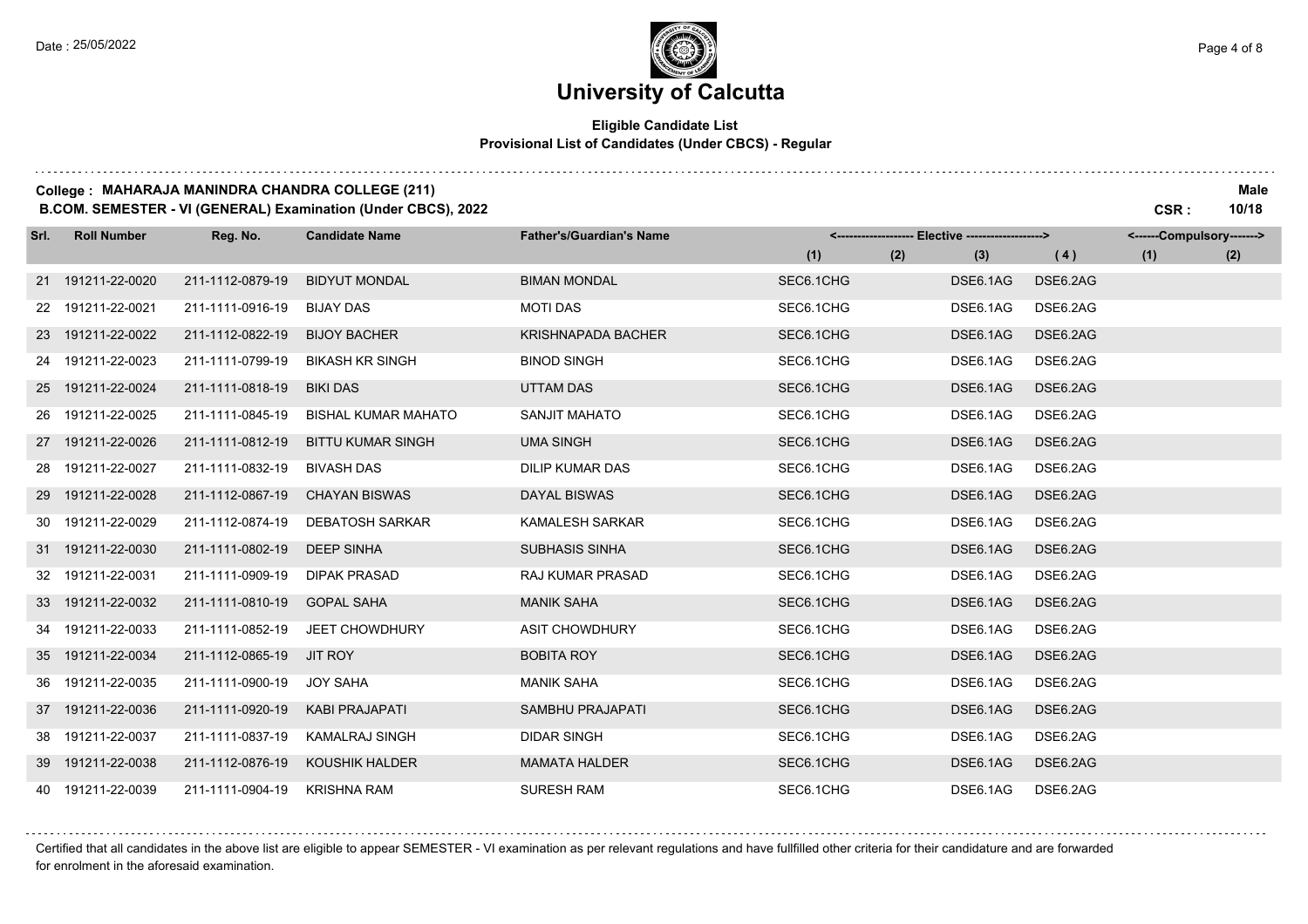# University of Calcutta

**Eligible Candidate List**
**Provisional List of Candidates (Under CBCS) - Regular**

**College : MAHARAJA MANINDRA CHANDRA COLLEGE (211)** — **Male**
**B.COM. SEMESTER - VI (GENERAL) Examination (Under CBCS), 2022** — **CSR : 10/18**

| Srl. | Roll Number | Reg. No. | Candidate Name | Father's/Guardian's Name | Elective (1) | Elective (2) | Elective (3) | Elective (4) | Compulsory (1) | Compulsory (2) |
|---|---|---|---|---|---|---|---|---|---|---|
| 21 | 191211-22-0020 | 211-1112-0879-19 | BIDYUT MONDAL | BIMAN MONDAL | SEC6.1CHG | | DSE6.1AG | DSE6.2AG | | |
| 22 | 191211-22-0021 | 211-1111-0916-19 | BIJAY DAS | MOTI DAS | SEC6.1CHG | | DSE6.1AG | DSE6.2AG | | |
| 23 | 191211-22-0022 | 211-1112-0822-19 | BIJOY BACHER | KRISHNAPADA BACHER | SEC6.1CHG | | DSE6.1AG | DSE6.2AG | | |
| 24 | 191211-22-0023 | 211-1111-0799-19 | BIKASH KR SINGH | BINOD SINGH | SEC6.1CHG | | DSE6.1AG | DSE6.2AG | | |
| 25 | 191211-22-0024 | 211-1111-0818-19 | BIKI DAS | UTTAM DAS | SEC6.1CHG | | DSE6.1AG | DSE6.2AG | | |
| 26 | 191211-22-0025 | 211-1111-0845-19 | BISHAL KUMAR MAHATO | SANJIT MAHATO | SEC6.1CHG | | DSE6.1AG | DSE6.2AG | | |
| 27 | 191211-22-0026 | 211-1111-0812-19 | BITTU KUMAR SINGH | UMA SINGH | SEC6.1CHG | | DSE6.1AG | DSE6.2AG | | |
| 28 | 191211-22-0027 | 211-1111-0832-19 | BIVASH DAS | DILIP KUMAR DAS | SEC6.1CHG | | DSE6.1AG | DSE6.2AG | | |
| 29 | 191211-22-0028 | 211-1112-0867-19 | CHAYAN BISWAS | DAYAL BISWAS | SEC6.1CHG | | DSE6.1AG | DSE6.2AG | | |
| 30 | 191211-22-0029 | 211-1112-0874-19 | DEBATOSH SARKAR | KAMALESH SARKAR | SEC6.1CHG | | DSE6.1AG | DSE6.2AG | | |
| 31 | 191211-22-0030 | 211-1111-0802-19 | DEEP SINHA | SUBHASIS SINHA | SEC6.1CHG | | DSE6.1AG | DSE6.2AG | | |
| 32 | 191211-22-0031 | 211-1111-0909-19 | DIPAK PRASAD | RAJ KUMAR PRASAD | SEC6.1CHG | | DSE6.1AG | DSE6.2AG | | |
| 33 | 191211-22-0032 | 211-1111-0810-19 | GOPAL SAHA | MANIK SAHA | SEC6.1CHG | | DSE6.1AG | DSE6.2AG | | |
| 34 | 191211-22-0033 | 211-1111-0852-19 | JEET CHOWDHURY | ASIT CHOWDHURY | SEC6.1CHG | | DSE6.1AG | DSE6.2AG | | |
| 35 | 191211-22-0034 | 211-1112-0865-19 | JIT ROY | BOBITA ROY | SEC6.1CHG | | DSE6.1AG | DSE6.2AG | | |
| 36 | 191211-22-0035 | 211-1111-0900-19 | JOY SAHA | MANIK SAHA | SEC6.1CHG | | DSE6.1AG | DSE6.2AG | | |
| 37 | 191211-22-0036 | 211-1111-0920-19 | KABI PRAJAPATI | SAMBHU PRAJAPATI | SEC6.1CHG | | DSE6.1AG | DSE6.2AG | | |
| 38 | 191211-22-0037 | 211-1111-0837-19 | KAMALRAJ SINGH | DIDAR SINGH | SEC6.1CHG | | DSE6.1AG | DSE6.2AG | | |
| 39 | 191211-22-0038 | 211-1112-0876-19 | KOUSHIK HALDER | MAMATA HALDER | SEC6.1CHG | | DSE6.1AG | DSE6.2AG | | |
| 40 | 191211-22-0039 | 211-1111-0904-19 | KRISHNA RAM | SURESH RAM | SEC6.1CHG | | DSE6.1AG | DSE6.2AG | | |

Certified that all candidates in the above list are eligible to appear SEMESTER - VI examination as per relevant regulations and have fullfilled other criteria for their candidature and are forwarded for enrolment in the aforesaid examination.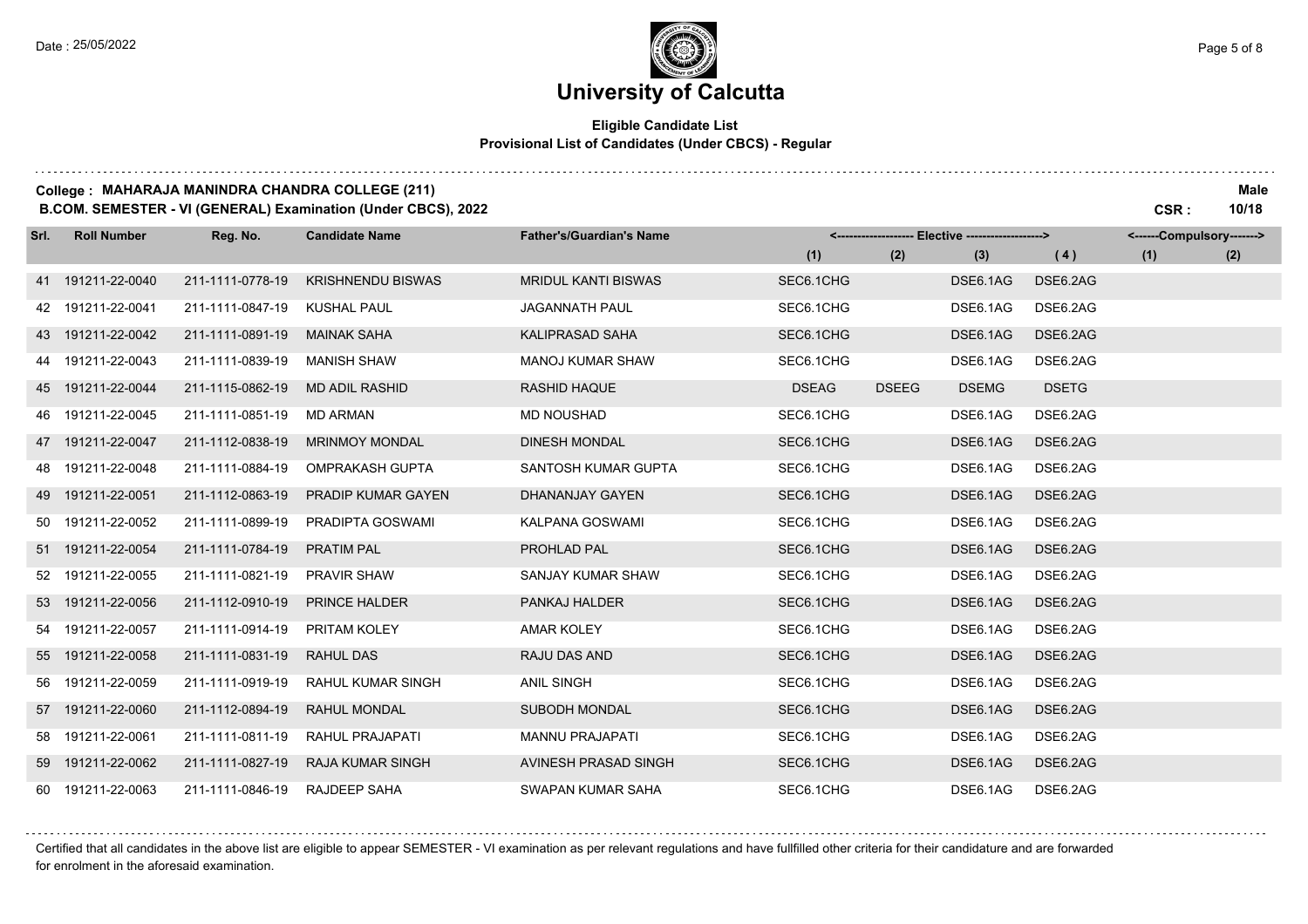# University of Calcutta

**Eligible Candidate List**
**Provisional List of Candidates (Under CBCS) - Regular**

**College : MAHARAJA MANINDRA CHANDRA COLLEGE (211)** — **Male**
**B.COM. SEMESTER - VI (GENERAL) Examination (Under CBCS), 2022** — **CSR : 10/18**

| Srl. | Roll Number | Reg. No. | Candidate Name | Father's/Guardian's Name | Elective (1) | Elective (2) | Elective (3) | Elective (4) | Compulsory (1) | Compulsory (2) |
|---|---|---|---|---|---|---|---|---|---|---|
| 41 | 191211-22-0040 | 211-1111-0778-19 | KRISHNENDU BISWAS | MRIDUL KANTI BISWAS | SEC6.1CHG | | DSE6.1AG | DSE6.2AG | | |
| 42 | 191211-22-0041 | 211-1111-0847-19 | KUSHAL PAUL | JAGANNATH PAUL | SEC6.1CHG | | DSE6.1AG | DSE6.2AG | | |
| 43 | 191211-22-0042 | 211-1111-0891-19 | MAINAK SAHA | KALIPRASAD SAHA | SEC6.1CHG | | DSE6.1AG | DSE6.2AG | | |
| 44 | 191211-22-0043 | 211-1111-0839-19 | MANISH SHAW | MANOJ KUMAR SHAW | SEC6.1CHG | | DSE6.1AG | DSE6.2AG | | |
| 45 | 191211-22-0044 | 211-1115-0862-19 | MD ADIL RASHID | RASHID HAQUE | DSEAG | DSEEG | DSEMG | DSETG | | |
| 46 | 191211-22-0045 | 211-1111-0851-19 | MD ARMAN | MD NOUSHAD | SEC6.1CHG | | DSE6.1AG | DSE6.2AG | | |
| 47 | 191211-22-0047 | 211-1112-0838-19 | MRINMOY MONDAL | DINESH MONDAL | SEC6.1CHG | | DSE6.1AG | DSE6.2AG | | |
| 48 | 191211-22-0048 | 211-1111-0884-19 | OMPRAKASH GUPTA | SANTOSH KUMAR GUPTA | SEC6.1CHG | | DSE6.1AG | DSE6.2AG | | |
| 49 | 191211-22-0051 | 211-1112-0863-19 | PRADIP KUMAR GAYEN | DHANANJAY GAYEN | SEC6.1CHG | | DSE6.1AG | DSE6.2AG | | |
| 50 | 191211-22-0052 | 211-1111-0899-19 | PRADIPTA GOSWAMI | KALPANA GOSWAMI | SEC6.1CHG | | DSE6.1AG | DSE6.2AG | | |
| 51 | 191211-22-0054 | 211-1111-0784-19 | PRATIM PAL | PROHLAD PAL | SEC6.1CHG | | DSE6.1AG | DSE6.2AG | | |
| 52 | 191211-22-0055 | 211-1111-0821-19 | PRAVIR SHAW | SANJAY KUMAR SHAW | SEC6.1CHG | | DSE6.1AG | DSE6.2AG | | |
| 53 | 191211-22-0056 | 211-1112-0910-19 | PRINCE HALDER | PANKAJ HALDER | SEC6.1CHG | | DSE6.1AG | DSE6.2AG | | |
| 54 | 191211-22-0057 | 211-1111-0914-19 | PRITAM KOLEY | AMAR KOLEY | SEC6.1CHG | | DSE6.1AG | DSE6.2AG | | |
| 55 | 191211-22-0058 | 211-1111-0831-19 | RAHUL DAS | RAJU DAS AND | SEC6.1CHG | | DSE6.1AG | DSE6.2AG | | |
| 56 | 191211-22-0059 | 211-1111-0919-19 | RAHUL KUMAR SINGH | ANIL SINGH | SEC6.1CHG | | DSE6.1AG | DSE6.2AG | | |
| 57 | 191211-22-0060 | 211-1112-0894-19 | RAHUL MONDAL | SUBODH MONDAL | SEC6.1CHG | | DSE6.1AG | DSE6.2AG | | |
| 58 | 191211-22-0061 | 211-1111-0811-19 | RAHUL PRAJAPATI | MANNU PRAJAPATI | SEC6.1CHG | | DSE6.1AG | DSE6.2AG | | |
| 59 | 191211-22-0062 | 211-1111-0827-19 | RAJA KUMAR SINGH | AVINESH PRASAD SINGH | SEC6.1CHG | | DSE6.1AG | DSE6.2AG | | |
| 60 | 191211-22-0063 | 211-1111-0846-19 | RAJDEEP SAHA | SWAPAN KUMAR SAHA | SEC6.1CHG | | DSE6.1AG | DSE6.2AG | | |

Certified that all candidates in the above list are eligible to appear SEMESTER - VI examination as per relevant regulations and have fullfilled other criteria for their candidature and are forwarded for enrolment in the aforesaid examination.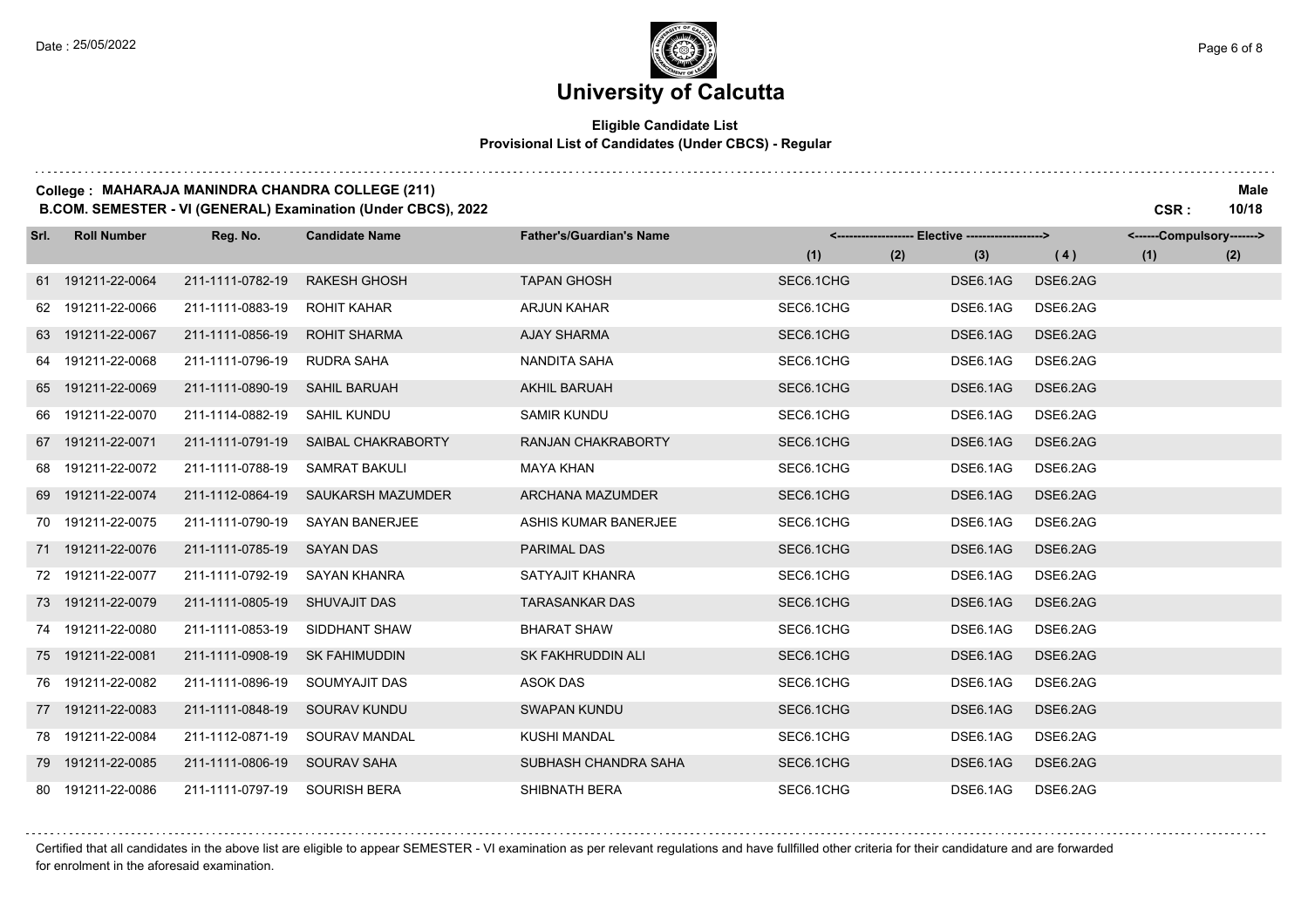# University of Calcutta

**Eligible Candidate List**
**Provisional List of Candidates (Under CBCS) - Regular**

**College : MAHARAJA MANINDRA CHANDRA COLLEGE (211)** **Male**
**B.COM. SEMESTER - VI (GENERAL) Examination (Under CBCS), 2022** **CSR : 10/18**

| Srl. | Roll Number | Reg. No. | Candidate Name | Father's/Guardian's Name | Elective (1) | Elective (2) | Elective (3) | Elective (4) | Compulsory (1) | Compulsory (2) |
|---|---|---|---|---|---|---|---|---|---|---|
| 61 | 191211-22-0064 | 211-1111-0782-19 | RAKESH GHOSH | TAPAN GHOSH | SEC6.1CHG | | DSE6.1AG | DSE6.2AG | | |
| 62 | 191211-22-0066 | 211-1111-0883-19 | ROHIT KAHAR | ARJUN KAHAR | SEC6.1CHG | | DSE6.1AG | DSE6.2AG | | |
| 63 | 191211-22-0067 | 211-1111-0856-19 | ROHIT SHARMA | AJAY SHARMA | SEC6.1CHG | | DSE6.1AG | DSE6.2AG | | |
| 64 | 191211-22-0068 | 211-1111-0796-19 | RUDRA SAHA | NANDITA SAHA | SEC6.1CHG | | DSE6.1AG | DSE6.2AG | | |
| 65 | 191211-22-0069 | 211-1111-0890-19 | SAHIL BARUAH | AKHIL BARUAH | SEC6.1CHG | | DSE6.1AG | DSE6.2AG | | |
| 66 | 191211-22-0070 | 211-1114-0882-19 | SAHIL KUNDU | SAMIR KUNDU | SEC6.1CHG | | DSE6.1AG | DSE6.2AG | | |
| 67 | 191211-22-0071 | 211-1111-0791-19 | SAIBAL CHAKRABORTY | RANJAN CHAKRABORTY | SEC6.1CHG | | DSE6.1AG | DSE6.2AG | | |
| 68 | 191211-22-0072 | 211-1111-0788-19 | SAMRAT BAKULI | MAYA KHAN | SEC6.1CHG | | DSE6.1AG | DSE6.2AG | | |
| 69 | 191211-22-0074 | 211-1112-0864-19 | SAUKARSH MAZUMDER | ARCHANA MAZUMDER | SEC6.1CHG | | DSE6.1AG | DSE6.2AG | | |
| 70 | 191211-22-0075 | 211-1111-0790-19 | SAYAN BANERJEE | ASHIS KUMAR BANERJEE | SEC6.1CHG | | DSE6.1AG | DSE6.2AG | | |
| 71 | 191211-22-0076 | 211-1111-0785-19 | SAYAN DAS | PARIMAL DAS | SEC6.1CHG | | DSE6.1AG | DSE6.2AG | | |
| 72 | 191211-22-0077 | 211-1111-0792-19 | SAYAN KHANRA | SATYAJIT KHANRA | SEC6.1CHG | | DSE6.1AG | DSE6.2AG | | |
| 73 | 191211-22-0079 | 211-1111-0805-19 | SHUVAJIT DAS | TARASANKAR DAS | SEC6.1CHG | | DSE6.1AG | DSE6.2AG | | |
| 74 | 191211-22-0080 | 211-1111-0853-19 | SIDDHANT SHAW | BHARAT SHAW | SEC6.1CHG | | DSE6.1AG | DSE6.2AG | | |
| 75 | 191211-22-0081 | 211-1111-0908-19 | SK FAHIMUDDIN | SK FAKHRUDDIN ALI | SEC6.1CHG | | DSE6.1AG | DSE6.2AG | | |
| 76 | 191211-22-0082 | 211-1111-0896-19 | SOUMYAJIT DAS | ASOK DAS | SEC6.1CHG | | DSE6.1AG | DSE6.2AG | | |
| 77 | 191211-22-0083 | 211-1111-0848-19 | SOURAV KUNDU | SWAPAN KUNDU | SEC6.1CHG | | DSE6.1AG | DSE6.2AG | | |
| 78 | 191211-22-0084 | 211-1112-0871-19 | SOURAV MANDAL | KUSHI MANDAL | SEC6.1CHG | | DSE6.1AG | DSE6.2AG | | |
| 79 | 191211-22-0085 | 211-1111-0806-19 | SOURAV SAHA | SUBHASH CHANDRA SAHA | SEC6.1CHG | | DSE6.1AG | DSE6.2AG | | |
| 80 | 191211-22-0086 | 211-1111-0797-19 | SOURISH BERA | SHIBNATH BERA | SEC6.1CHG | | DSE6.1AG | DSE6.2AG | | |

Certified that all candidates in the above list are eligible to appear SEMESTER - VI examination as per relevant regulations and have fullfilled other criteria for their candidature and are forwarded for enrolment in the aforesaid examination.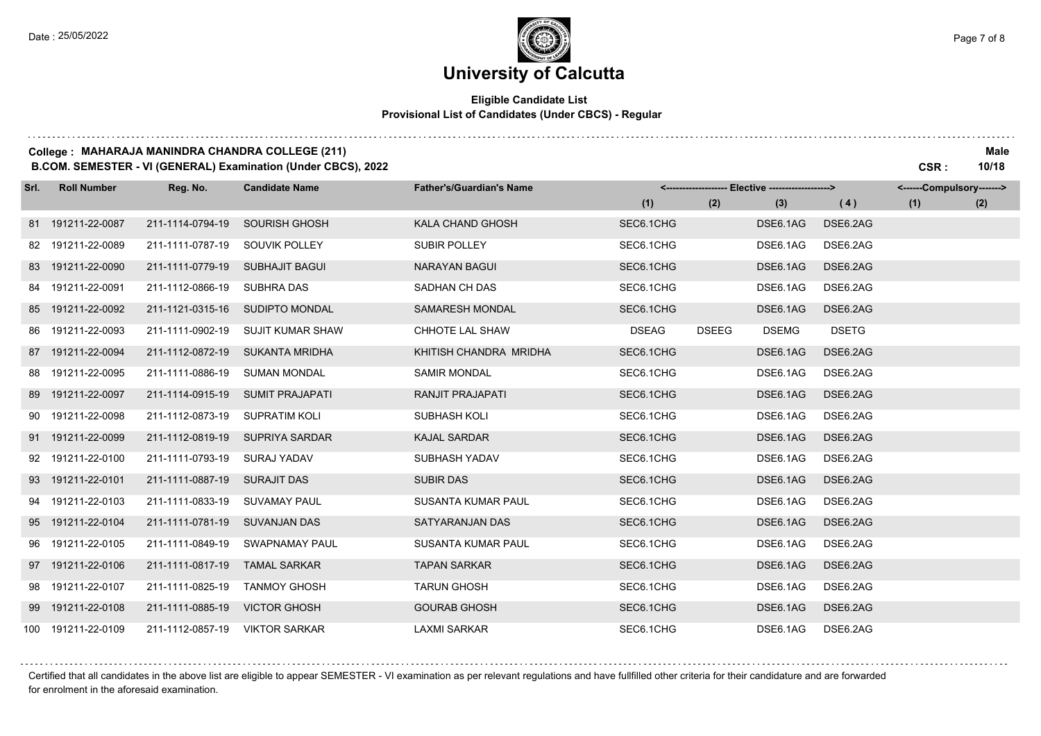# University of Calcutta

**Eligible Candidate List**
**Provisional List of Candidates (Under CBCS) - Regular**

**College : MAHARAJA MANINDRA CHANDRA COLLEGE (211)** **Male**
**B.COM. SEMESTER - VI (GENERAL) Examination (Under CBCS), 2022** **CSR : 10/18**

| Srl. | Roll Number | Reg. No. | Candidate Name | Father's/Guardian's Name | Elective (1) | Elective (2) | Elective (3) | Elective (4) | Compulsory (1) | Compulsory (2) |
|---|---|---|---|---|---|---|---|---|---|---|
| 81 | 191211-22-0087 | 211-1114-0794-19 | SOURISH GHOSH | KALA CHAND GHOSH | SEC6.1CHG | | DSE6.1AG | DSE6.2AG | | |
| 82 | 191211-22-0089 | 211-1111-0787-19 | SOUVIK POLLEY | SUBIR POLLEY | SEC6.1CHG | | DSE6.1AG | DSE6.2AG | | |
| 83 | 191211-22-0090 | 211-1111-0779-19 | SUBHAJIT BAGUI | NARAYAN BAGUI | SEC6.1CHG | | DSE6.1AG | DSE6.2AG | | |
| 84 | 191211-22-0091 | 211-1112-0866-19 | SUBHRA DAS | SADHAN CH DAS | SEC6.1CHG | | DSE6.1AG | DSE6.2AG | | |
| 85 | 191211-22-0092 | 211-1121-0315-16 | SUDIPTO MONDAL | SAMARESH MONDAL | SEC6.1CHG | | DSE6.1AG | DSE6.2AG | | |
| 86 | 191211-22-0093 | 211-1111-0902-19 | SUJIT KUMAR SHAW | CHHOTE LAL SHAW | DSEAG | DSEEG | DSEMG | DSETG | | |
| 87 | 191211-22-0094 | 211-1112-0872-19 | SUKANTA MRIDHA | KHITISH CHANDRA MRIDHA | SEC6.1CHG | | DSE6.1AG | DSE6.2AG | | |
| 88 | 191211-22-0095 | 211-1111-0886-19 | SUMAN MONDAL | SAMIR MONDAL | SEC6.1CHG | | DSE6.1AG | DSE6.2AG | | |
| 89 | 191211-22-0097 | 211-1114-0915-19 | SUMIT PRAJAPATI | RANJIT PRAJAPATI | SEC6.1CHG | | DSE6.1AG | DSE6.2AG | | |
| 90 | 191211-22-0098 | 211-1112-0873-19 | SUPRATIM KOLI | SUBHASH KOLI | SEC6.1CHG | | DSE6.1AG | DSE6.2AG | | |
| 91 | 191211-22-0099 | 211-1112-0819-19 | SUPRIYA SARDAR | KAJAL SARDAR | SEC6.1CHG | | DSE6.1AG | DSE6.2AG | | |
| 92 | 191211-22-0100 | 211-1111-0793-19 | SURAJ YADAV | SUBHASH YADAV | SEC6.1CHG | | DSE6.1AG | DSE6.2AG | | |
| 93 | 191211-22-0101 | 211-1111-0887-19 | SURAJIT DAS | SUBIR DAS | SEC6.1CHG | | DSE6.1AG | DSE6.2AG | | |
| 94 | 191211-22-0103 | 211-1111-0833-19 | SUVAMAY PAUL | SUSANTA KUMAR PAUL | SEC6.1CHG | | DSE6.1AG | DSE6.2AG | | |
| 95 | 191211-22-0104 | 211-1111-0781-19 | SUVANJAN DAS | SATYARANJAN DAS | SEC6.1CHG | | DSE6.1AG | DSE6.2AG | | |
| 96 | 191211-22-0105 | 211-1111-0849-19 | SWAPNAMAY PAUL | SUSANTA KUMAR PAUL | SEC6.1CHG | | DSE6.1AG | DSE6.2AG | | |
| 97 | 191211-22-0106 | 211-1111-0817-19 | TAMAL SARKAR | TAPAN SARKAR | SEC6.1CHG | | DSE6.1AG | DSE6.2AG | | |
| 98 | 191211-22-0107 | 211-1111-0825-19 | TANMOY GHOSH | TARUN GHOSH | SEC6.1CHG | | DSE6.1AG | DSE6.2AG | | |
| 99 | 191211-22-0108 | 211-1111-0885-19 | VICTOR GHOSH | GOURAB GHOSH | SEC6.1CHG | | DSE6.1AG | DSE6.2AG | | |
| 100 | 191211-22-0109 | 211-1112-0857-19 | VIKTOR SARKAR | LAXMI SARKAR | SEC6.1CHG | | DSE6.1AG | DSE6.2AG | | |

Certified that all candidates in the above list are eligible to appear SEMESTER - VI examination as per relevant regulations and have fullfilled other criteria for their candidature and are forwarded for enrolment in the aforesaid examination.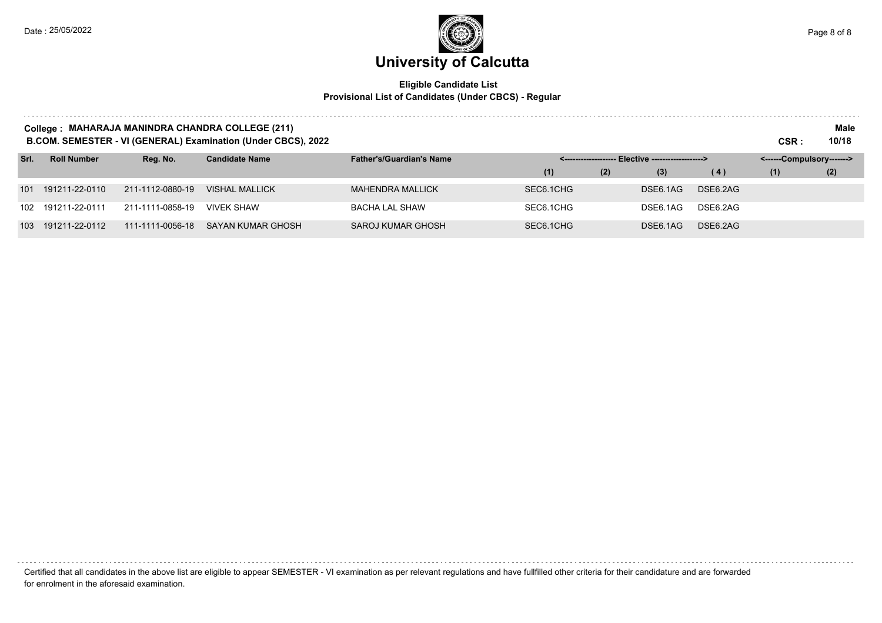# University of Calcutta

**Eligible Candidate List**
**Provisional List of Candidates (Under CBCS) - Regular**

**College : MAHARAJA MANINDRA CHANDRA COLLEGE (211)** **Male**
**B.COM. SEMESTER - VI (GENERAL) Examination (Under CBCS), 2022** **CSR : 10/18**

| Srl. | Roll Number | Reg. No. | Candidate Name | Father's/Guardian's Name | Elective (1) | Elective (2) | Elective (3) | Elective (4) | Compulsory (1) | Compulsory (2) |
|---|---|---|---|---|---|---|---|---|---|---|
| 101 | 191211-22-0110 | 211-1112-0880-19 | VISHAL MALLICK | MAHENDRA MALLICK | SEC6.1CHG | | DSE6.1AG | DSE6.2AG | | |
| 102 | 191211-22-0111 | 211-1111-0858-19 | VIVEK SHAW | BACHA LAL SHAW | SEC6.1CHG | | DSE6.1AG | DSE6.2AG | | |
| 103 | 191211-22-0112 | 111-1111-0056-18 | SAYAN KUMAR GHOSH | SAROJ KUMAR GHOSH | SEC6.1CHG | | DSE6.1AG | DSE6.2AG | | |

Certified that all candidates in the above list are eligible to appear SEMESTER - VI examination as per relevant regulations and have fullfilled other criteria for their candidature and are forwarded for enrolment in the aforesaid examination.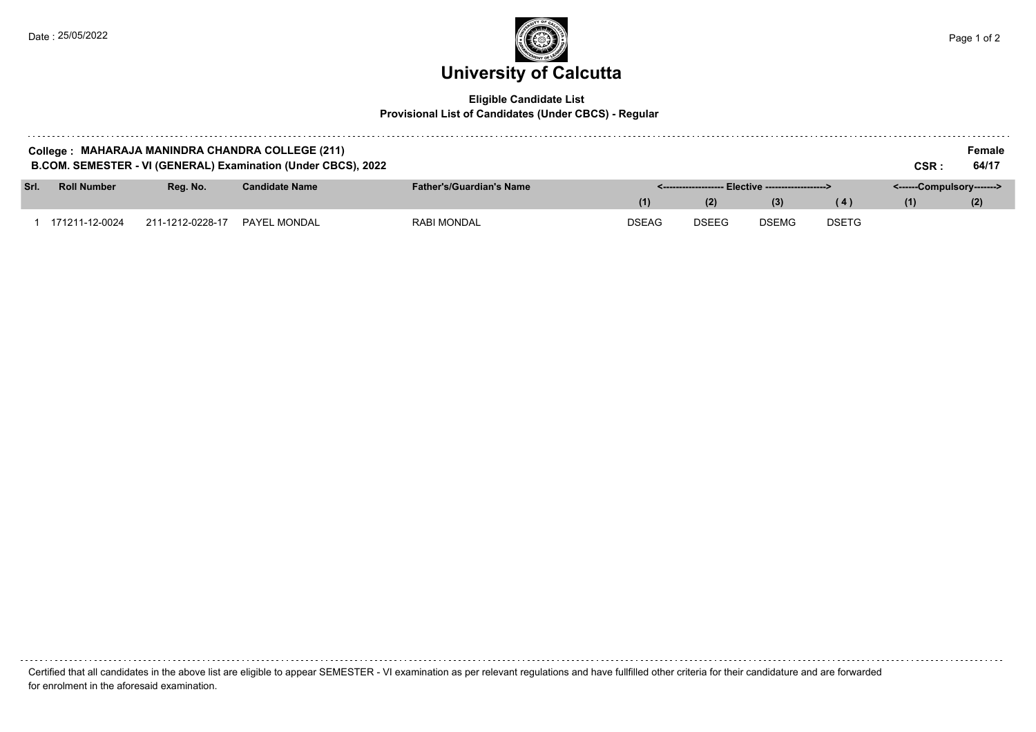Date : 25/05/2022

# University of Calcutta

**Eligible Candidate List**
**Provisional List of Candidates (Under CBCS) - Regular**

**College : MAHARAJA MANINDRA CHANDRA COLLEGE (211)**
**B.COM. SEMESTER - VI (GENERAL) Examination (Under CBCS), 2022**

**Female**
**CSR : 64/17**

| Srl. | Roll Number | Reg. No. | Candidate Name | Father's/Guardian's Name | <------------------- Elective -------------------> | | | | <------Compulsory-------> | |
|---|---|---|---|---|---|---|---|---|---|---|
| | | | | | (1) | (2) | (3) | ( 4 ) | (1) | (2) |
| 1 | 171211-12-0024 | 211-1212-0228-17 | PAYEL MONDAL | RABI MONDAL | DSEAG | DSEEG | DSEMG | DSETG | | |

Certified that all candidates in the above list are eligible to appear SEMESTER - VI examination as per relevant regulations and have fullfilled other criteria for their candidature and are forwarded for enrolment in the aforesaid examination.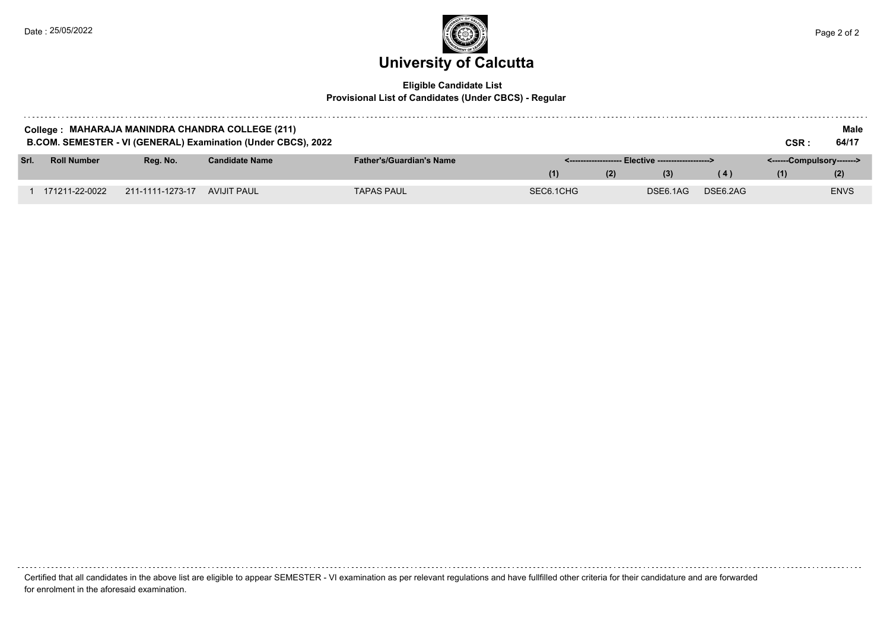# University of Calcutta

**Eligible Candidate List**
**Provisional List of Candidates (Under CBCS) - Regular**

**College : MAHARAJA MANINDRA CHANDRA COLLEGE (211)** **Male**
**B.COM. SEMESTER - VI (GENERAL) Examination (Under CBCS), 2022** **CSR : 64/17**

| Srl. | Roll Number | Reg. No. | Candidate Name | Father's/Guardian's Name | Elective | | | | Compulsory | |
|---|---|---|---|---|---|---|---|---|---|---|
| | | | | | (1) | (2) | (3) | (4) | (1) | (2) |
| 1 | 171211-22-0022 | 211-1111-1273-17 | AVIJIT PAUL | TAPAS PAUL | SEC6.1CHG | | DSE6.1AG | DSE6.2AG | | ENVS |

Certified that all candidates in the above list are eligible to appear SEMESTER - VI examination as per relevant regulations and have fullfilled other criteria for their candidature and are forwarded for enrolment in the aforesaid examination.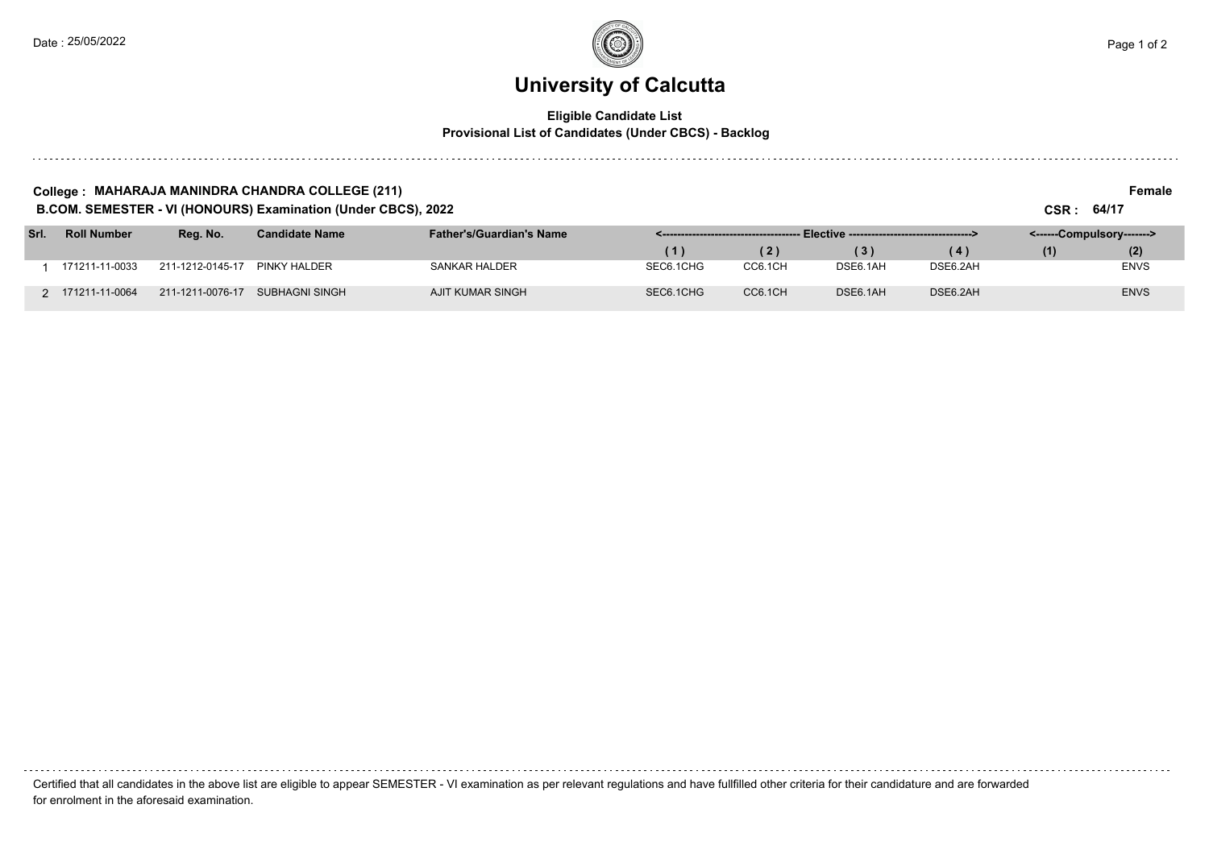# University of Calcutta

**Eligible Candidate List**
**Provisional List of Candidates (Under CBCS) - Backlog**

**College : MAHARAJA MANINDRA CHANDRA COLLEGE (211)** **Female**

**B.COM. SEMESTER - VI (HONOURS) Examination (Under CBCS), 2022** **CSR : 64/17**

| Srl. | Roll Number | Reg. No. | Candidate Name | Father's/Guardian's Name | Elective (1) | Elective (2) | Elective (3) | Elective (4) | Compulsory (1) | Compulsory (2) |
|---|---|---|---|---|---|---|---|---|---|---|
| 1 | 171211-11-0033 | 211-1212-0145-17 | PINKY HALDER | SANKAR HALDER | SEC6.1CHG | CC6.1CH | DSE6.1AH | DSE6.2AH | | ENVS |
| 2 | 171211-11-0064 | 211-1211-0076-17 | SUBHAGNI SINGH | AJIT KUMAR SINGH | SEC6.1CHG | CC6.1CH | DSE6.1AH | DSE6.2AH | | ENVS |

Certified that all candidates in the above list are eligible to appear SEMESTER - VI examination as per relevant regulations and have fullfilled other criteria for their candidature and are forwarded for enrolment in the aforesaid examination.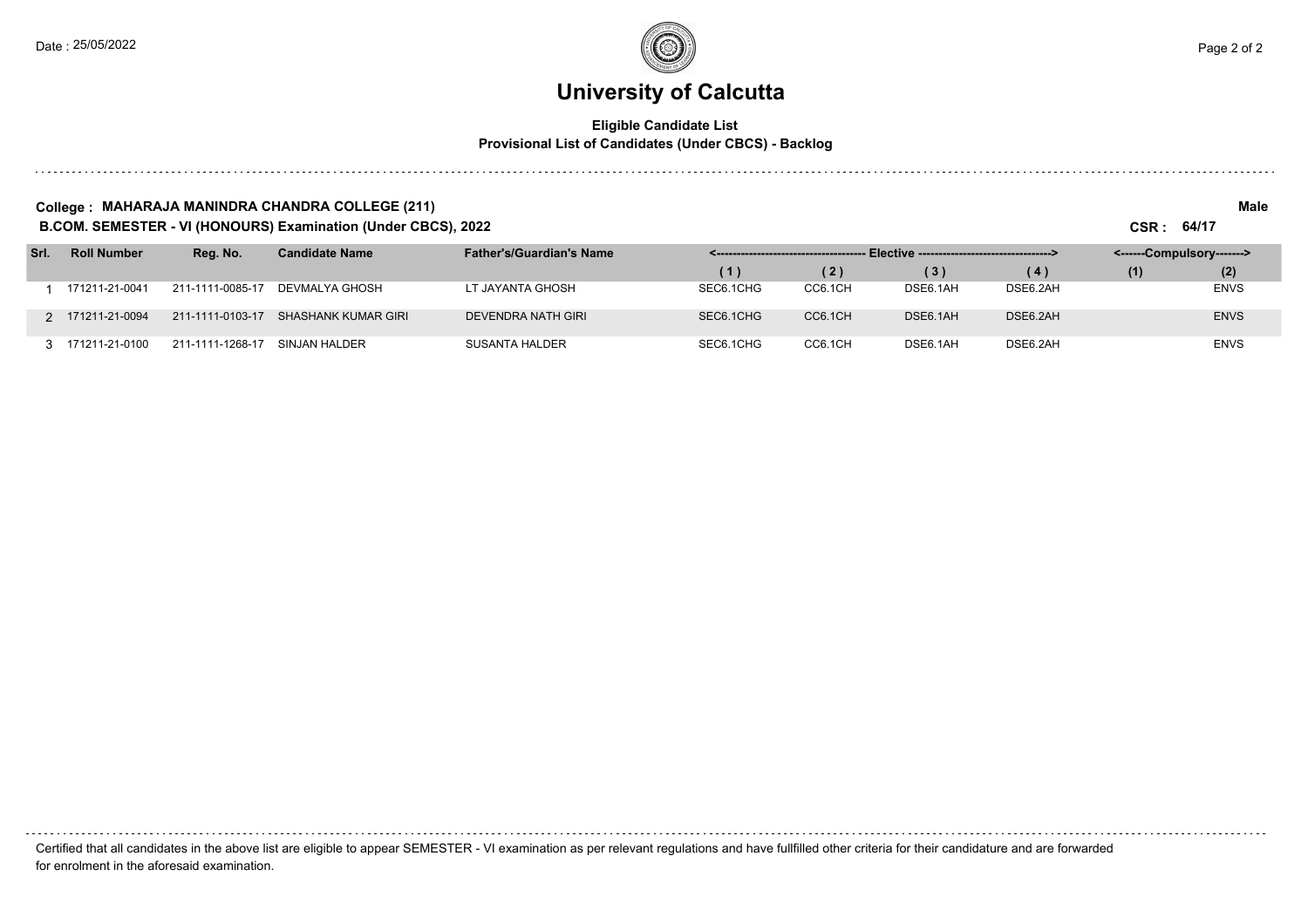# University of Calcutta

**Eligible Candidate List**
**Provisional List of Candidates (Under CBCS) - Backlog**

**College : MAHARAJA MANINDRA CHANDRA COLLEGE (211)** **Male**

**B.COM. SEMESTER - VI (HONOURS) Examination (Under CBCS), 2022** **CSR : 64/17**

| Srl. | Roll Number | Reg. No. | Candidate Name | Father's/Guardian's Name | Elective | | | | Compulsory | |
|---|---|---|---|---|---|---|---|---|---|---|
| | | | | | (1) | (2) | (3) | (4) | (1) | (2) |
| 1 | 171211-21-0041 | 211-1111-0085-17 | DEVMALYA GHOSH | LT JAYANTA GHOSH | SEC6.1CHG | CC6.1CH | DSE6.1AH | DSE6.2AH | | ENVS |
| 2 | 171211-21-0094 | 211-1111-0103-17 | SHASHANK KUMAR GIRI | DEVENDRA NATH GIRI | SEC6.1CHG | CC6.1CH | DSE6.1AH | DSE6.2AH | | ENVS |
| 3 | 171211-21-0100 | 211-1111-1268-17 | SINJAN HALDER | SUSANTA HALDER | SEC6.1CHG | CC6.1CH | DSE6.1AH | DSE6.2AH | | ENVS |

Certified that all candidates in the above list are eligible to appear SEMESTER - VI examination as per relevant regulations and have fullfilled other criteria for their candidature and are forwarded for enrolment in the aforesaid examination.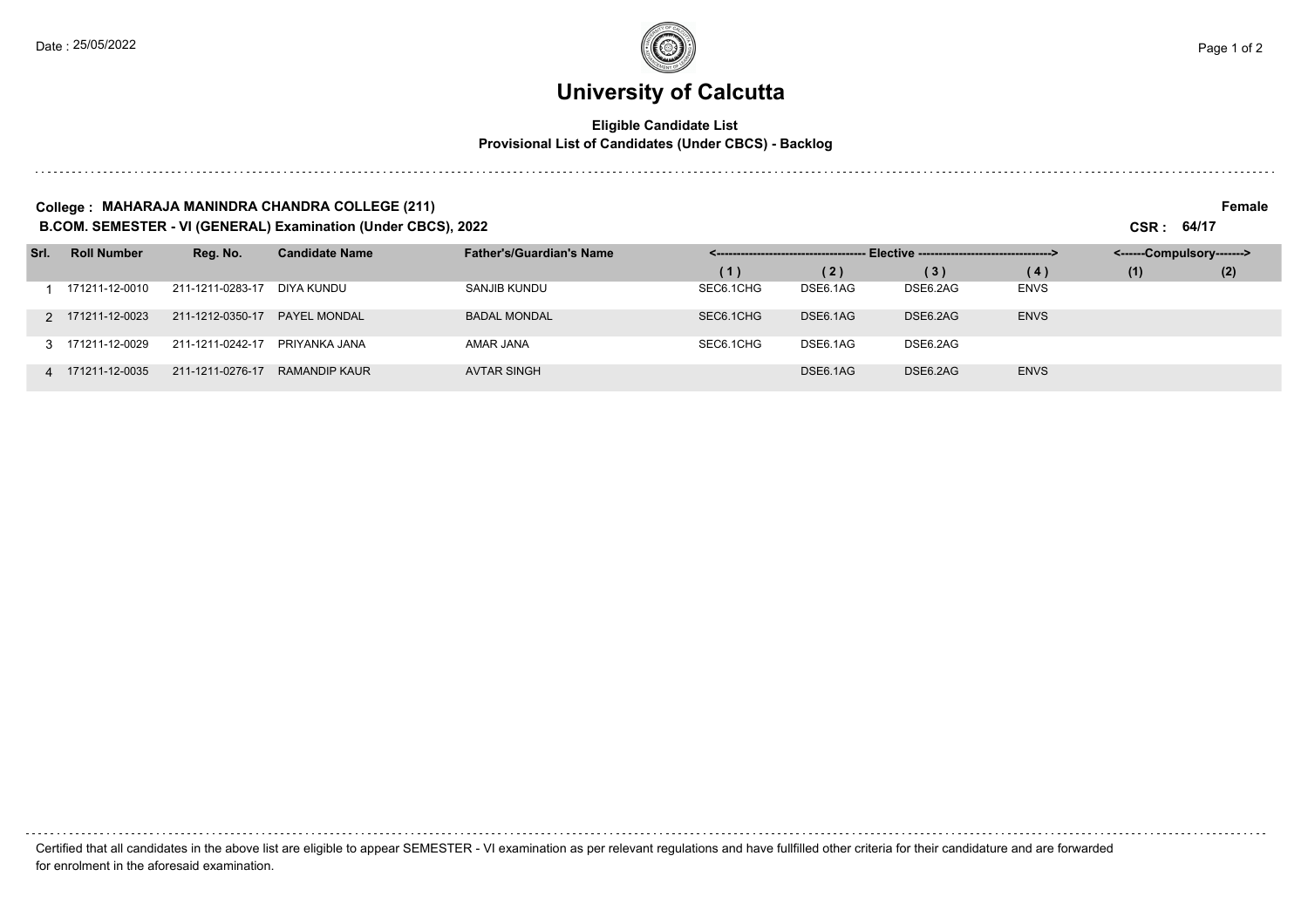# University of Calcutta

**Eligible Candidate List**
**Provisional List of Candidates (Under CBCS) - Backlog**

**College : MAHARAJA MANINDRA CHANDRA COLLEGE (211)**

**Female**

**B.COM. SEMESTER - VI (GENERAL) Examination (Under CBCS), 2022**

**CSR : 64/17**

| Srl. | Roll Number | Reg. No. | Candidate Name | Father's/Guardian's Name | <------------ Elective ------------> | | | | <------Compulsory-------> | |
|---|---|---|---|---|---|---|---|---|---|---|
| | | | | | (1) | (2) | (3) | (4) | (1) | (2) |
| 1 | 171211-12-0010 | 211-1211-0283-17 | DIYA KUNDU | SANJIB KUNDU | SEC6.1CHG | DSE6.1AG | DSE6.2AG | ENVS | | |
| 2 | 171211-12-0023 | 211-1212-0350-17 | PAYEL MONDAL | BADAL MONDAL | SEC6.1CHG | DSE6.1AG | DSE6.2AG | ENVS | | |
| 3 | 171211-12-0029 | 211-1211-0242-17 | PRIYANKA JANA | AMAR JANA | SEC6.1CHG | DSE6.1AG | DSE6.2AG | | | |
| 4 | 171211-12-0035 | 211-1211-0276-17 | RAMANDIP KAUR | AVTAR SINGH | | DSE6.1AG | DSE6.2AG | ENVS | | |

Certified that all candidates in the above list are eligible to appear SEMESTER - VI examination as per relevant regulations and have fullfilled other criteria for their candidature and are forwarded for enrolment in the aforesaid examination.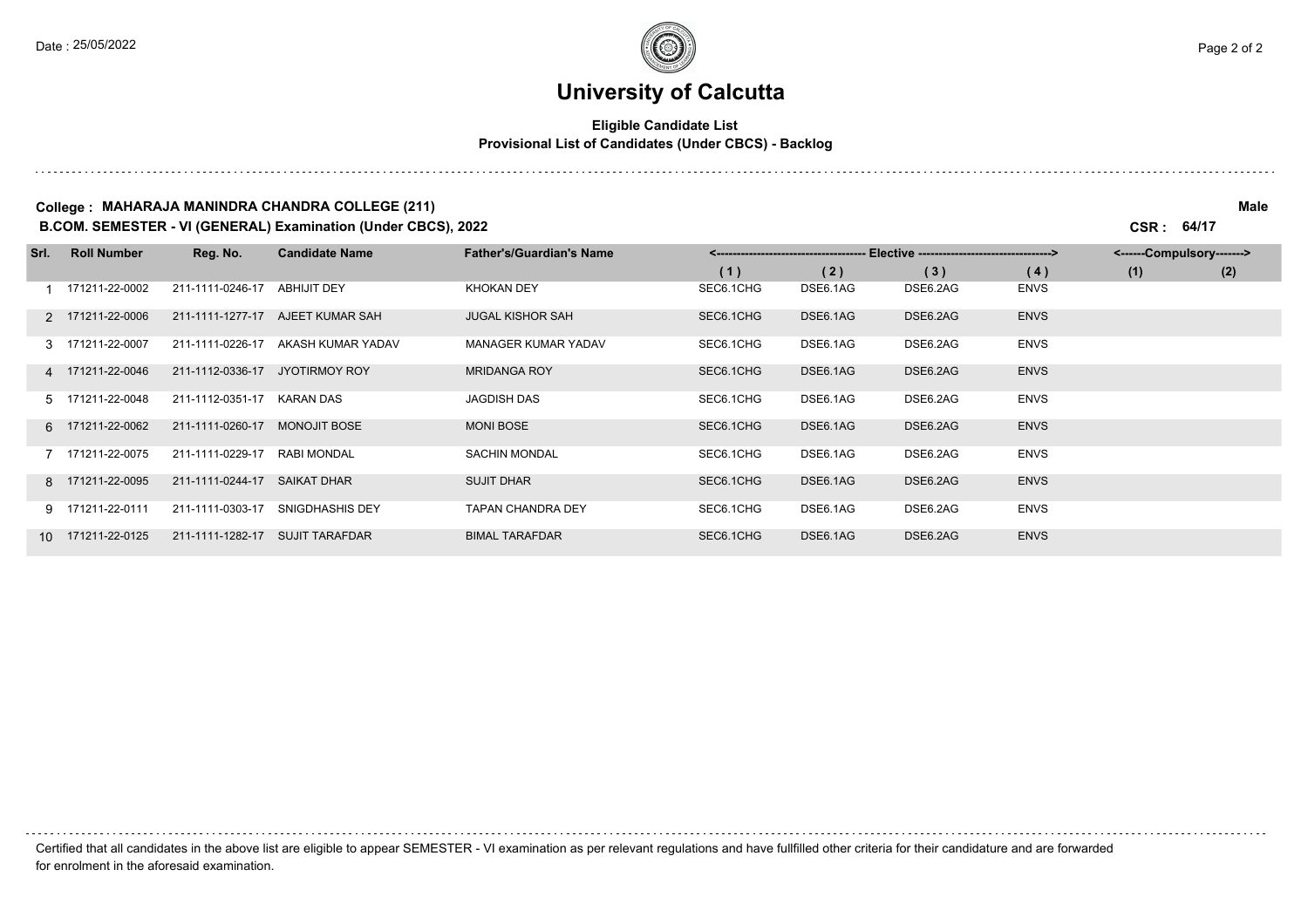# University of Calcutta

**Eligible Candidate List**
**Provisional List of Candidates (Under CBCS) - Backlog**

**College : MAHARAJA MANINDRA CHANDRA COLLEGE (211)** **Male**

**B.COM. SEMESTER - VI (GENERAL) Examination (Under CBCS), 2022** **CSR : 64/17**

| Srl. | Roll Number | Reg. No. | Candidate Name | Father's/Guardian's Name | Elective | | | | Compulsory | |
|---|---|---|---|---|---|---|---|---|---|---|
| | | | | | (1) | (2) | (3) | (4) | (1) | (2) |
| 1 | 171211-22-0002 | 211-1111-0246-17 | ABHIJIT DEY | KHOKAN DEY | SEC6.1CHG | DSE6.1AG | DSE6.2AG | ENVS | | |
| 2 | 171211-22-0006 | 211-1111-1277-17 | AJEET KUMAR SAH | JUGAL KISHOR SAH | SEC6.1CHG | DSE6.1AG | DSE6.2AG | ENVS | | |
| 3 | 171211-22-0007 | 211-1111-0226-17 | AKASH KUMAR YADAV | MANAGER KUMAR YADAV | SEC6.1CHG | DSE6.1AG | DSE6.2AG | ENVS | | |
| 4 | 171211-22-0046 | 211-1112-0336-17 | JYOTIRMOY ROY | MRIDANGA ROY | SEC6.1CHG | DSE6.1AG | DSE6.2AG | ENVS | | |
| 5 | 171211-22-0048 | 211-1112-0351-17 | KARAN DAS | JAGDISH DAS | SEC6.1CHG | DSE6.1AG | DSE6.2AG | ENVS | | |
| 6 | 171211-22-0062 | 211-1111-0260-17 | MONOJIT BOSE | MONI BOSE | SEC6.1CHG | DSE6.1AG | DSE6.2AG | ENVS | | |
| 7 | 171211-22-0075 | 211-1111-0229-17 | RABI MONDAL | SACHIN MONDAL | SEC6.1CHG | DSE6.1AG | DSE6.2AG | ENVS | | |
| 8 | 171211-22-0095 | 211-1111-0244-17 | SAIKAT DHAR | SUJIT DHAR | SEC6.1CHG | DSE6.1AG | DSE6.2AG | ENVS | | |
| 9 | 171211-22-0111 | 211-1111-0303-17 | SNIGDHASHIS DEY | TAPAN CHANDRA DEY | SEC6.1CHG | DSE6.1AG | DSE6.2AG | ENVS | | |
| 10 | 171211-22-0125 | 211-1111-1282-17 | SUJIT TARAFDAR | BIMAL TARAFDAR | SEC6.1CHG | DSE6.1AG | DSE6.2AG | ENVS | | |

Certified that all candidates in the above list are eligible to appear SEMESTER - VI examination as per relevant regulations and have fullfilled other criteria for their candidature and are forwarded for enrolment in the aforesaid examination.